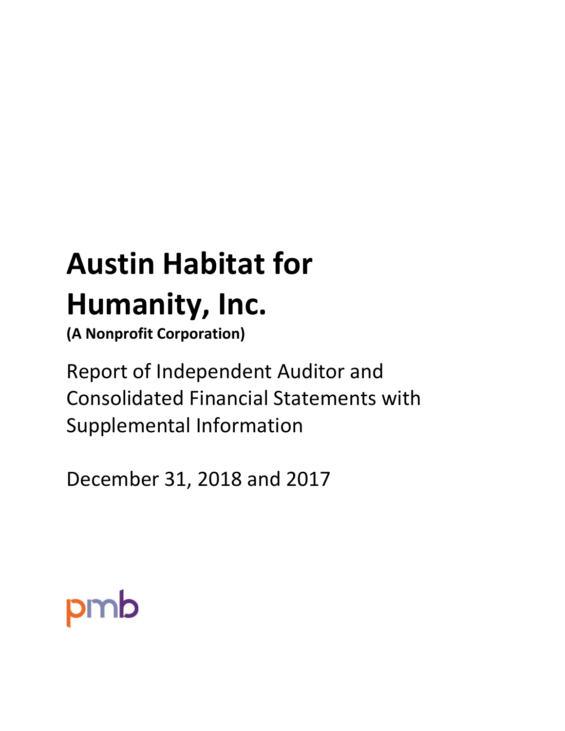# Austin Habitat for Humanity, Inc.

**(A Nonprofit Corporation)**

Report of Independent Auditor and Consolidated Financial Statements with Supplemental Information

December 31, 2018 and 2017

pmb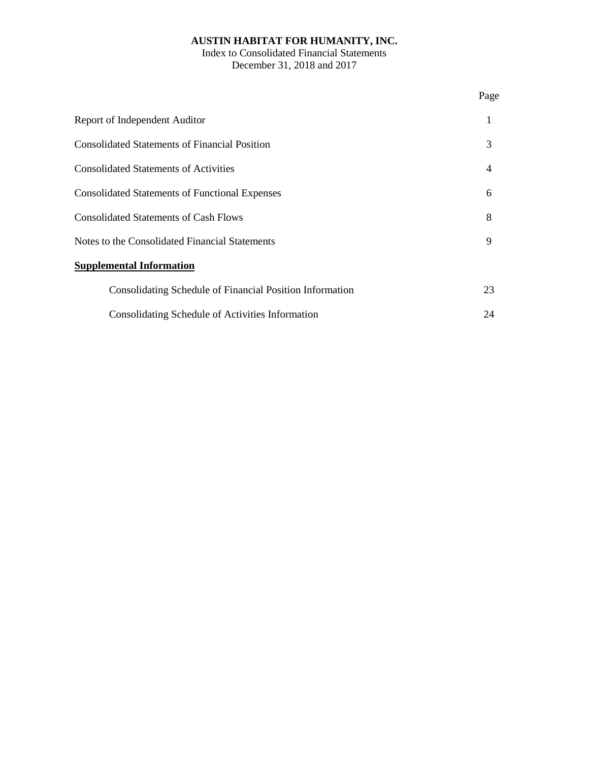**AUSTIN HABITAT FOR HUMANITY, INC.**
Index to Consolidated Financial Statements
December 31, 2018 and 2017

| | Page |
|---|---|
| Report of Independent Auditor | 1 |
| Consolidated Statements of Financial Position | 3 |
| Consolidated Statements of Activities | 4 |
| Consolidated Statements of Functional Expenses | 6 |
| Consolidated Statements of Cash Flows | 8 |
| Notes to the Consolidated Financial Statements | 9 |
| **Supplemental Information** | |
| Consolidating Schedule of Financial Position Information | 23 |
| Consolidating Schedule of Activities Information | 24 |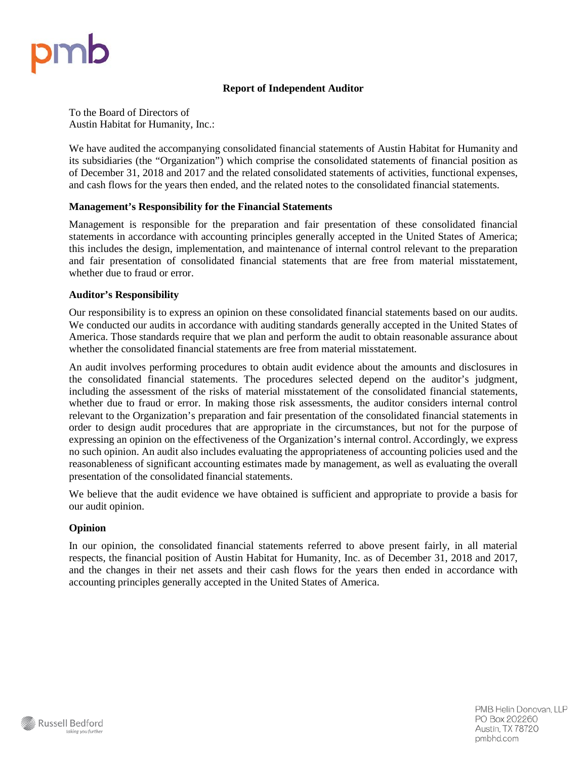pmb

# Report of Independent Auditor

To the Board of Directors of
Austin Habitat for Humanity, Inc.:

We have audited the accompanying consolidated financial statements of Austin Habitat for Humanity and its subsidiaries (the "Organization") which comprise the consolidated statements of financial position as of December 31, 2018 and 2017 and the related consolidated statements of activities, functional expenses, and cash flows for the years then ended, and the related notes to the consolidated financial statements.

## Management's Responsibility for the Financial Statements

Management is responsible for the preparation and fair presentation of these consolidated financial statements in accordance with accounting principles generally accepted in the United States of America; this includes the design, implementation, and maintenance of internal control relevant to the preparation and fair presentation of consolidated financial statements that are free from material misstatement, whether due to fraud or error.

## Auditor's Responsibility

Our responsibility is to express an opinion on these consolidated financial statements based on our audits. We conducted our audits in accordance with auditing standards generally accepted in the United States of America. Those standards require that we plan and perform the audit to obtain reasonable assurance about whether the consolidated financial statements are free from material misstatement.

An audit involves performing procedures to obtain audit evidence about the amounts and disclosures in the consolidated financial statements. The procedures selected depend on the auditor's judgment, including the assessment of the risks of material misstatement of the consolidated financial statements, whether due to fraud or error. In making those risk assessments, the auditor considers internal control relevant to the Organization's preparation and fair presentation of the consolidated financial statements in order to design audit procedures that are appropriate in the circumstances, but not for the purpose of expressing an opinion on the effectiveness of the Organization's internal control. Accordingly, we express no such opinion. An audit also includes evaluating the appropriateness of accounting policies used and the reasonableness of significant accounting estimates made by management, as well as evaluating the overall presentation of the consolidated financial statements.

We believe that the audit evidence we have obtained is sufficient and appropriate to provide a basis for our audit opinion.

## Opinion

In our opinion, the consolidated financial statements referred to above present fairly, in all material respects, the financial position of Austin Habitat for Humanity, Inc. as of December 31, 2018 and 2017, and the changes in their net assets and their cash flows for the years then ended in accordance with accounting principles generally accepted in the United States of America.

Russell Bedford
*taking you further*

PMB Helin Donovan, LLP
PO Box 202260
Austin, TX 78720
pmbhd.com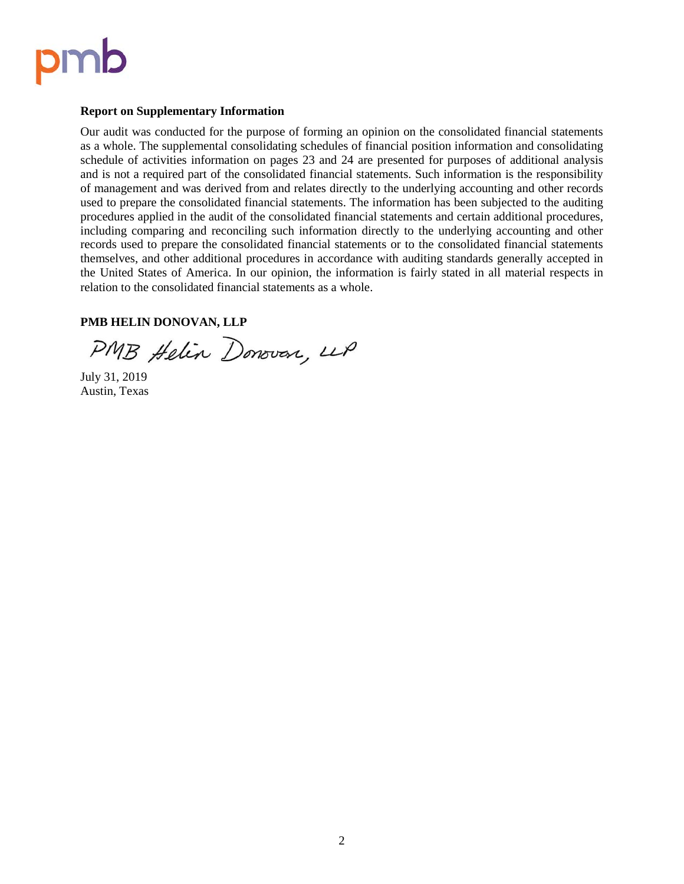**Report on Supplementary Information**

Our audit was conducted for the purpose of forming an opinion on the consolidated financial statements as a whole. The supplemental consolidating schedules of financial position information and consolidating schedule of activities information on pages 23 and 24 are presented for purposes of additional analysis and is not a required part of the consolidated financial statements. Such information is the responsibility of management and was derived from and relates directly to the underlying accounting and other records used to prepare the consolidated financial statements. The information has been subjected to the auditing procedures applied in the audit of the consolidated financial statements and certain additional procedures, including comparing and reconciling such information directly to the underlying accounting and other records used to prepare the consolidated financial statements or to the consolidated financial statements themselves, and other additional procedures in accordance with auditing standards generally accepted in the United States of America. In our opinion, the information is fairly stated in all material respects in relation to the consolidated financial statements as a whole.

**PMB HELIN DONOVAN, LLP**

PMB Helin Donovan, LLP

July 31, 2019
Austin, Texas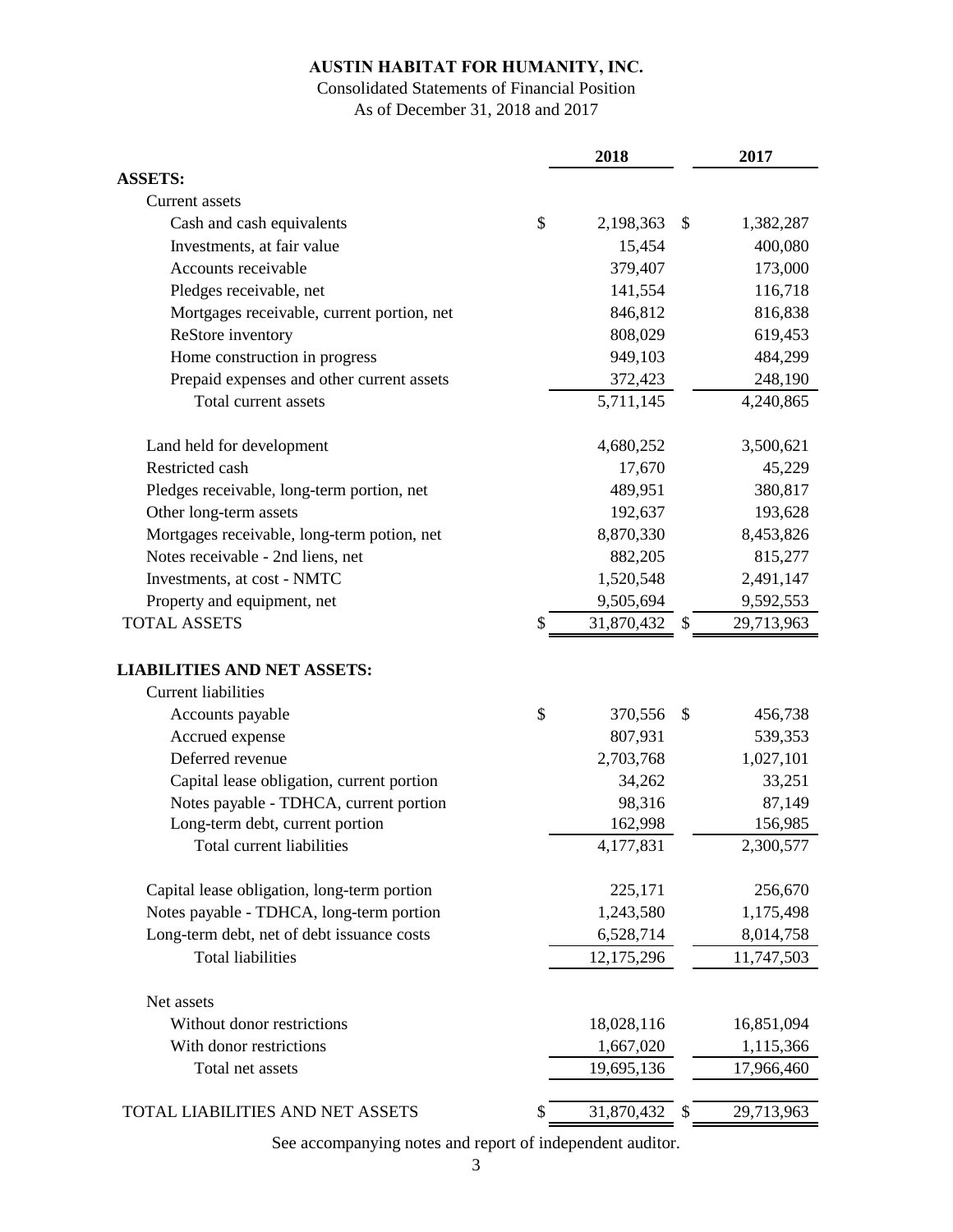**AUSTIN HABITAT FOR HUMANITY, INC.**

Consolidated Statements of Financial Position

As of December 31, 2018 and 2017

| | 2018 | 2017 |
|---|---|---|
| **ASSETS:** | | |
| Current assets | | |
| Cash and cash equivalents | $ 2,198,363 | $ 1,382,287 |
| Investments, at fair value | 15,454 | 400,080 |
| Accounts receivable | 379,407 | 173,000 |
| Pledges receivable, net | 141,554 | 116,718 |
| Mortgages receivable, current portion, net | 846,812 | 816,838 |
| ReStore inventory | 808,029 | 619,453 |
| Home construction in progress | 949,103 | 484,299 |
| Prepaid expenses and other current assets | 372,423 | 248,190 |
| Total current assets | 5,711,145 | 4,240,865 |
| | | |
| Land held for development | 4,680,252 | 3,500,621 |
| Restricted cash | 17,670 | 45,229 |
| Pledges receivable, long-term portion, net | 489,951 | 380,817 |
| Other long-term assets | 192,637 | 193,628 |
| Mortgages receivable, long-term potion, net | 8,870,330 | 8,453,826 |
| Notes receivable - 2nd liens, net | 882,205 | 815,277 |
| Investments, at cost - NMTC | 1,520,548 | 2,491,147 |
| Property and equipment, net | 9,505,694 | 9,592,553 |
| TOTAL ASSETS | $ 31,870,432 | $ 29,713,963 |
| | | |
| **LIABILITIES AND NET ASSETS:** | | |
| Current liabilities | | |
| Accounts payable | $ 370,556 | $ 456,738 |
| Accrued expense | 807,931 | 539,353 |
| Deferred revenue | 2,703,768 | 1,027,101 |
| Capital lease obligation, current portion | 34,262 | 33,251 |
| Notes payable - TDHCA, current portion | 98,316 | 87,149 |
| Long-term debt, current portion | 162,998 | 156,985 |
| Total current liabilities | 4,177,831 | 2,300,577 |
| | | |
| Capital lease obligation, long-term portion | 225,171 | 256,670 |
| Notes payable - TDHCA, long-term portion | 1,243,580 | 1,175,498 |
| Long-term debt, net of debt issuance costs | 6,528,714 | 8,014,758 |
| Total liabilities | 12,175,296 | 11,747,503 |
| | | |
| Net assets | | |
| Without donor restrictions | 18,028,116 | 16,851,094 |
| With donor restrictions | 1,667,020 | 1,115,366 |
| Total net assets | 19,695,136 | 17,966,460 |
| | | |
| TOTAL LIABILITIES AND NET ASSETS | $ 31,870,432 | $ 29,713,963 |

See accompanying notes and report of independent auditor.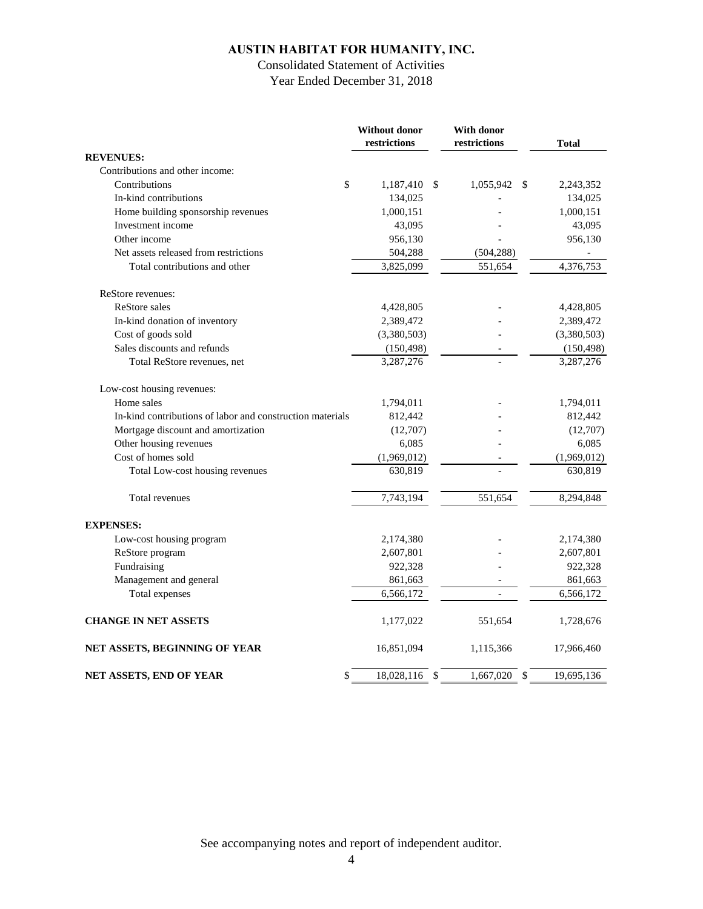# AUSTIN HABITAT FOR HUMANITY, INC.

Consolidated Statement of Activities

Year Ended December 31, 2018

| | Without donor restrictions | With donor restrictions | Total |
|---|---|---|---|
| **REVENUES:** | | | |
| Contributions and other income: | | | |
| Contributions | $ 1,187,410 | $ 1,055,942 | $ 2,243,352 |
| In-kind contributions | 134,025 | - | 134,025 |
| Home building sponsorship revenues | 1,000,151 | - | 1,000,151 |
| Investment income | 43,095 | - | 43,095 |
| Other income | 956,130 | - | 956,130 |
| Net assets released from restrictions | 504,288 | (504,288) | - |
| Total contributions and other | 3,825,099 | 551,654 | 4,376,753 |
| ReStore revenues: | | | |
| ReStore sales | 4,428,805 | - | 4,428,805 |
| In-kind donation of inventory | 2,389,472 | - | 2,389,472 |
| Cost of goods sold | (3,380,503) | - | (3,380,503) |
| Sales discounts and refunds | (150,498) | - | (150,498) |
| Total ReStore revenues, net | 3,287,276 | - | 3,287,276 |
| Low-cost housing revenues: | | | |
| Home sales | 1,794,011 | - | 1,794,011 |
| In-kind contributions of labor and construction materials | 812,442 | - | 812,442 |
| Mortgage discount and amortization | (12,707) | - | (12,707) |
| Other housing revenues | 6,085 | - | 6,085 |
| Cost of homes sold | (1,969,012) | - | (1,969,012) |
| Total Low-cost housing revenues | 630,819 | - | 630,819 |
| Total revenues | 7,743,194 | 551,654 | 8,294,848 |
| **EXPENSES:** | | | |
| Low-cost housing program | 2,174,380 | - | 2,174,380 |
| ReStore program | 2,607,801 | - | 2,607,801 |
| Fundraising | 922,328 | - | 922,328 |
| Management and general | 861,663 | - | 861,663 |
| Total expenses | 6,566,172 | - | 6,566,172 |
| **CHANGE IN NET ASSETS** | 1,177,022 | 551,654 | 1,728,676 |
| **NET ASSETS, BEGINNING OF YEAR** | 16,851,094 | 1,115,366 | 17,966,460 |
| **NET ASSETS, END OF YEAR** | $ 18,028,116 | $ 1,667,020 | $ 19,695,136 |

See accompanying notes and report of independent auditor.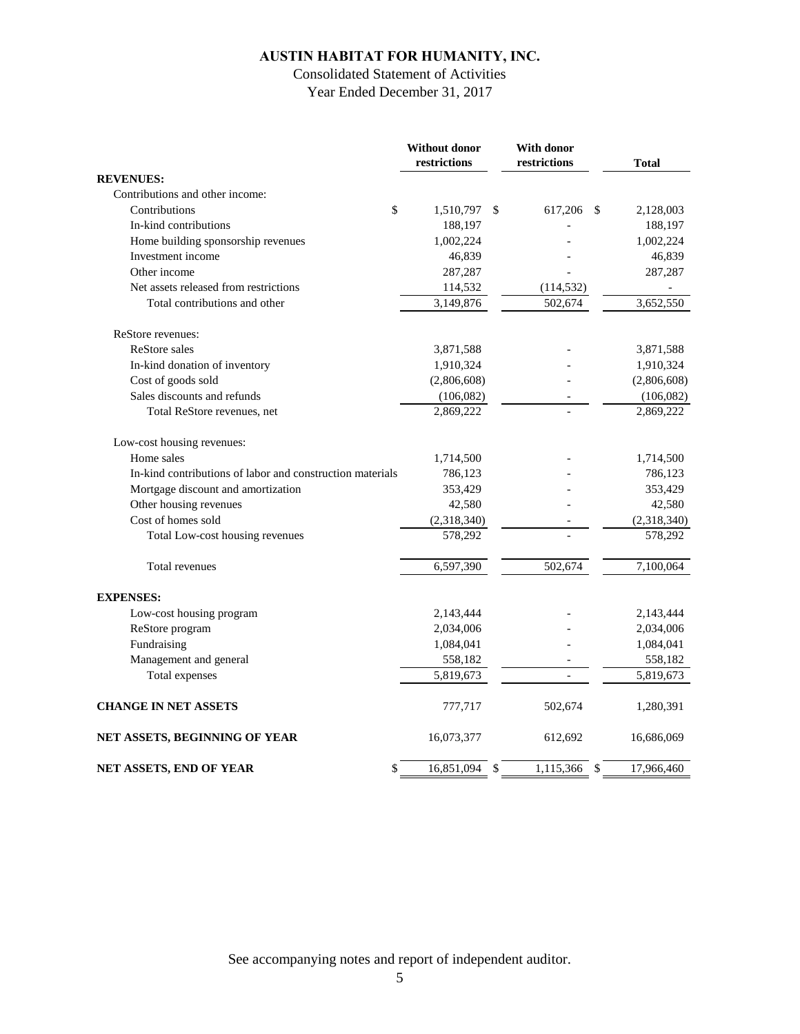# AUSTIN HABITAT FOR HUMANITY, INC.

Consolidated Statement of Activities

Year Ended December 31, 2017

| | Without donor restrictions | With donor restrictions | Total |
|---|---|---|---|
| **REVENUES:** | | | |
| Contributions and other income: | | | |
| Contributions | $ 1,510,797 | $ 617,206 | $ 2,128,003 |
| In-kind contributions | 188,197 | - | 188,197 |
| Home building sponsorship revenues | 1,002,224 | - | 1,002,224 |
| Investment income | 46,839 | - | 46,839 |
| Other income | 287,287 | - | 287,287 |
| Net assets released from restrictions | 114,532 | (114,532) | - |
| Total contributions and other | 3,149,876 | 502,674 | 3,652,550 |
| ReStore revenues: | | | |
| ReStore sales | 3,871,588 | - | 3,871,588 |
| In-kind donation of inventory | 1,910,324 | - | 1,910,324 |
| Cost of goods sold | (2,806,608) | - | (2,806,608) |
| Sales discounts and refunds | (106,082) | - | (106,082) |
| Total ReStore revenues, net | 2,869,222 | - | 2,869,222 |
| Low-cost housing revenues: | | | |
| Home sales | 1,714,500 | - | 1,714,500 |
| In-kind contributions of labor and construction materials | 786,123 | - | 786,123 |
| Mortgage discount and amortization | 353,429 | - | 353,429 |
| Other housing revenues | 42,580 | - | 42,580 |
| Cost of homes sold | (2,318,340) | - | (2,318,340) |
| Total Low-cost housing revenues | 578,292 | - | 578,292 |
| Total revenues | 6,597,390 | 502,674 | 7,100,064 |
| **EXPENSES:** | | | |
| Low-cost housing program | 2,143,444 | - | 2,143,444 |
| ReStore program | 2,034,006 | - | 2,034,006 |
| Fundraising | 1,084,041 | - | 1,084,041 |
| Management and general | 558,182 | - | 558,182 |
| Total expenses | 5,819,673 | - | 5,819,673 |
| **CHANGE IN NET ASSETS** | 777,717 | 502,674 | 1,280,391 |
| **NET ASSETS, BEGINNING OF YEAR** | 16,073,377 | 612,692 | 16,686,069 |
| **NET ASSETS, END OF YEAR** | $ 16,851,094 | $ 1,115,366 | $ 17,966,460 |

See accompanying notes and report of independent auditor.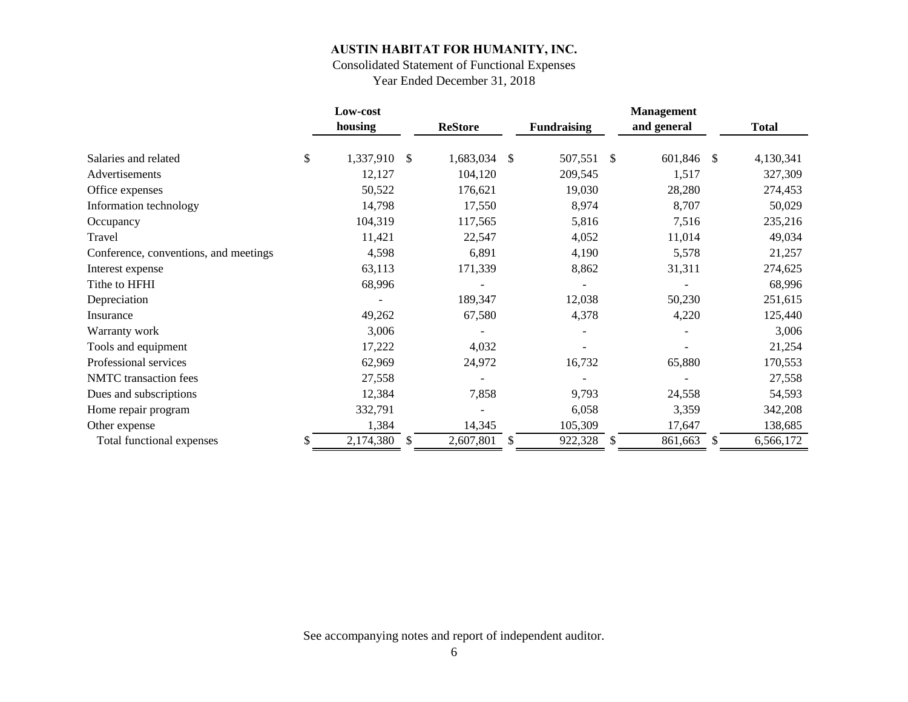# AUSTIN HABITAT FOR HUMANITY, INC.

Consolidated Statement of Functional Expenses

Year Ended December 31, 2018

| | Low-cost housing | ReStore | Fundraising | Management and general | Total |
|---|---|---|---|---|---|
| Salaries and related | $ 1,337,910 | $ 1,683,034 | $ 507,551 | $ 601,846 | $ 4,130,341 |
| Advertisements | 12,127 | 104,120 | 209,545 | 1,517 | 327,309 |
| Office expenses | 50,522 | 176,621 | 19,030 | 28,280 | 274,453 |
| Information technology | 14,798 | 17,550 | 8,974 | 8,707 | 50,029 |
| Occupancy | 104,319 | 117,565 | 5,816 | 7,516 | 235,216 |
| Travel | 11,421 | 22,547 | 4,052 | 11,014 | 49,034 |
| Conference, conventions, and meetings | 4,598 | 6,891 | 4,190 | 5,578 | 21,257 |
| Interest expense | 63,113 | 171,339 | 8,862 | 31,311 | 274,625 |
| Tithe to HFHI | 68,996 | - | - | - | 68,996 |
| Depreciation | - | 189,347 | 12,038 | 50,230 | 251,615 |
| Insurance | 49,262 | 67,580 | 4,378 | 4,220 | 125,440 |
| Warranty work | 3,006 | - | - | - | 3,006 |
| Tools and equipment | 17,222 | 4,032 | - | - | 21,254 |
| Professional services | 62,969 | 24,972 | 16,732 | 65,880 | 170,553 |
| NMTC transaction fees | 27,558 | - | - | - | 27,558 |
| Dues and subscriptions | 12,384 | 7,858 | 9,793 | 24,558 | 54,593 |
| Home repair program | 332,791 | - | 6,058 | 3,359 | 342,208 |
| Other expense | 1,384 | 14,345 | 105,309 | 17,647 | 138,685 |
| Total functional expenses | $ 2,174,380 | $ 2,607,801 | $ 922,328 | $ 861,663 | $ 6,566,172 |

See accompanying notes and report of independent auditor.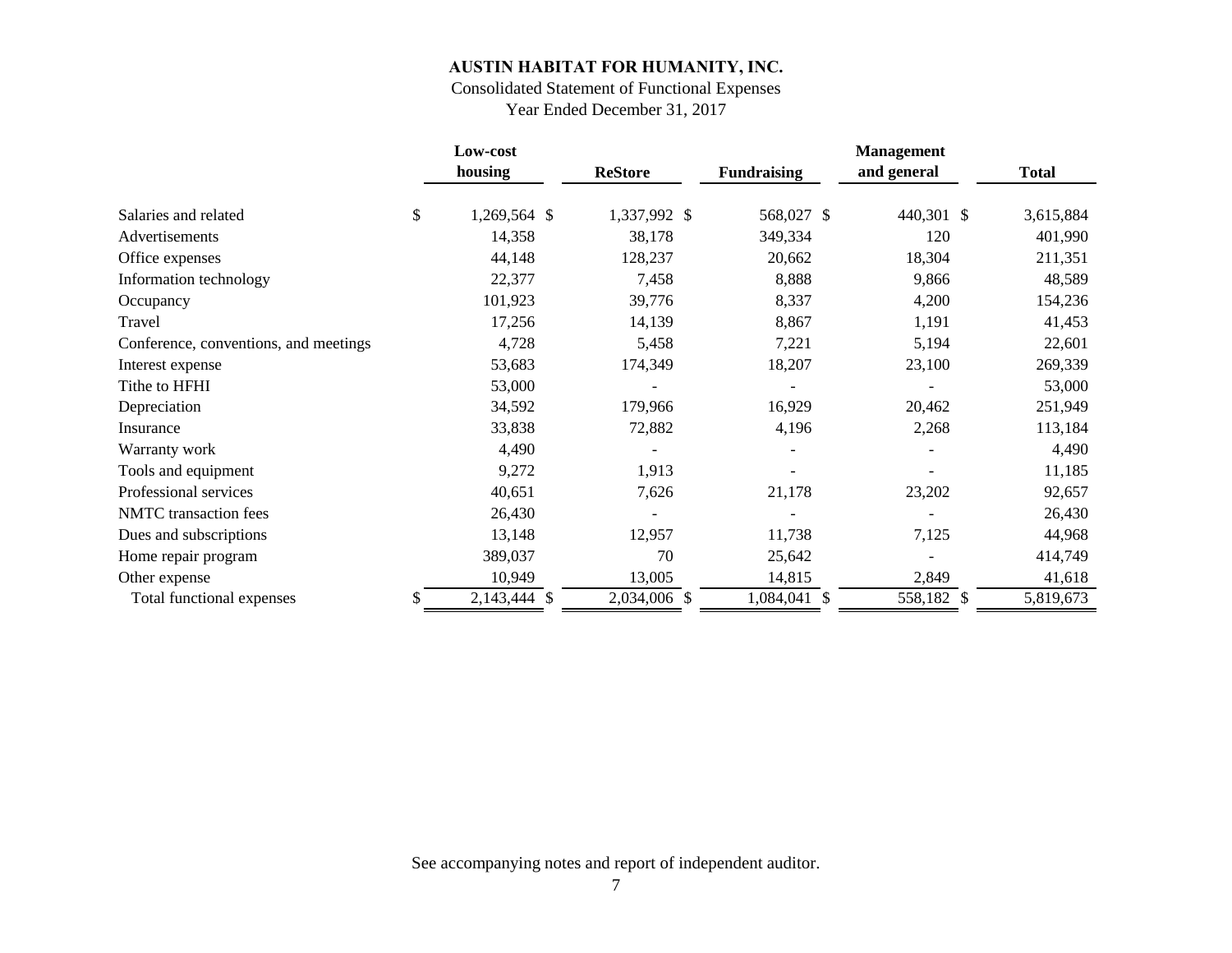# AUSTIN HABITAT FOR HUMANITY, INC.

Consolidated Statement of Functional Expenses

Year Ended December 31, 2017

| | Low-cost housing | ReStore | Fundraising | Management and general | Total |
|---|---|---|---|---|---|
| Salaries and related | $ 1,269,564 | $ 1,337,992 | $ 568,027 | $ 440,301 | $ 3,615,884 |
| Advertisements | 14,358 | 38,178 | 349,334 | 120 | 401,990 |
| Office expenses | 44,148 | 128,237 | 20,662 | 18,304 | 211,351 |
| Information technology | 22,377 | 7,458 | 8,888 | 9,866 | 48,589 |
| Occupancy | 101,923 | 39,776 | 8,337 | 4,200 | 154,236 |
| Travel | 17,256 | 14,139 | 8,867 | 1,191 | 41,453 |
| Conference, conventions, and meetings | 4,728 | 5,458 | 7,221 | 5,194 | 22,601 |
| Interest expense | 53,683 | 174,349 | 18,207 | 23,100 | 269,339 |
| Tithe to HFHI | 53,000 | - | - | - | 53,000 |
| Depreciation | 34,592 | 179,966 | 16,929 | 20,462 | 251,949 |
| Insurance | 33,838 | 72,882 | 4,196 | 2,268 | 113,184 |
| Warranty work | 4,490 | - | - | - | 4,490 |
| Tools and equipment | 9,272 | 1,913 | - | - | 11,185 |
| Professional services | 40,651 | 7,626 | 21,178 | 23,202 | 92,657 |
| NMTC transaction fees | 26,430 | - | - | - | 26,430 |
| Dues and subscriptions | 13,148 | 12,957 | 11,738 | 7,125 | 44,968 |
| Home repair program | 389,037 | 70 | 25,642 | - | 414,749 |
| Other expense | 10,949 | 13,005 | 14,815 | 2,849 | 41,618 |
| Total functional expenses | $ 2,143,444 | $ 2,034,006 | $ 1,084,041 | $ 558,182 | $ 5,819,673 |

See accompanying notes and report of independent auditor.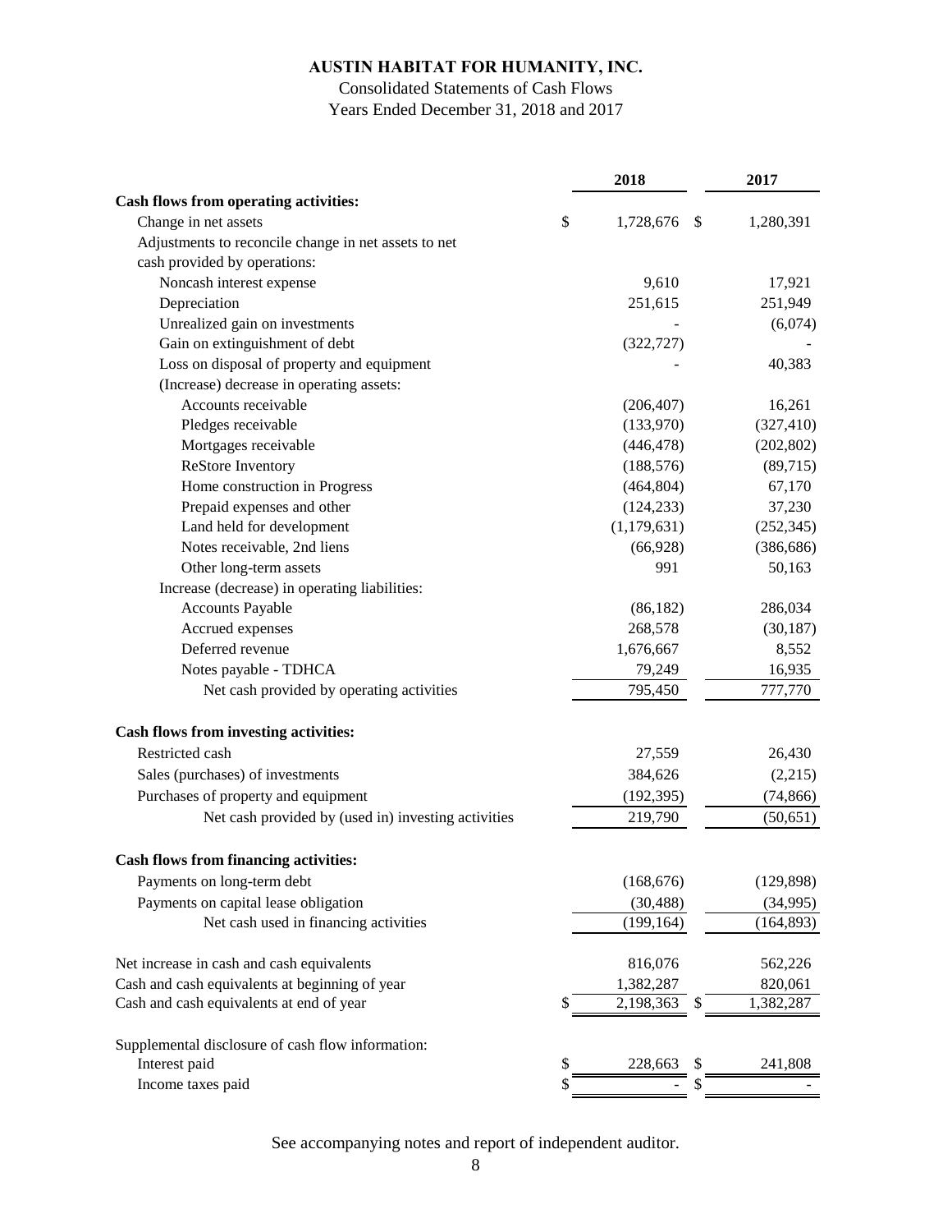# AUSTIN HABITAT FOR HUMANITY, INC.

Consolidated Statements of Cash Flows

Years Ended December 31, 2018 and 2017

| | 2018 | 2017 |
|---|---|---|
| **Cash flows from operating activities:** | | |
| Change in net assets | $ 1,728,676 | $ 1,280,391 |
| Adjustments to reconcile change in net assets to net cash provided by operations: | | |
| Noncash interest expense | 9,610 | 17,921 |
| Depreciation | 251,615 | 251,949 |
| Unrealized gain on investments | - | (6,074) |
| Gain on extinguishment of debt | (322,727) | - |
| Loss on disposal of property and equipment | - | 40,383 |
| (Increase) decrease in operating assets: | | |
| Accounts receivable | (206,407) | 16,261 |
| Pledges receivable | (133,970) | (327,410) |
| Mortgages receivable | (446,478) | (202,802) |
| ReStore Inventory | (188,576) | (89,715) |
| Home construction in Progress | (464,804) | 67,170 |
| Prepaid expenses and other | (124,233) | 37,230 |
| Land held for development | (1,179,631) | (252,345) |
| Notes receivable, 2nd liens | (66,928) | (386,686) |
| Other long-term assets | 991 | 50,163 |
| Increase (decrease) in operating liabilities: | | |
| Accounts Payable | (86,182) | 286,034 |
| Accrued expenses | 268,578 | (30,187) |
| Deferred revenue | 1,676,667 | 8,552 |
| Notes payable - TDHCA | 79,249 | 16,935 |
| Net cash provided by operating activities | 795,450 | 777,770 |
| **Cash flows from investing activities:** | | |
| Restricted cash | 27,559 | 26,430 |
| Sales (purchases) of investments | 384,626 | (2,215) |
| Purchases of property and equipment | (192,395) | (74,866) |
| Net cash provided by (used in) investing activities | 219,790 | (50,651) |
| **Cash flows from financing activities:** | | |
| Payments on long-term debt | (168,676) | (129,898) |
| Payments on capital lease obligation | (30,488) | (34,995) |
| Net cash used in financing activities | (199,164) | (164,893) |
| Net increase in cash and cash equivalents | 816,076 | 562,226 |
| Cash and cash equivalents at beginning of year | 1,382,287 | 820,061 |
| Cash and cash equivalents at end of year | $ 2,198,363 | $ 1,382,287 |
| Supplemental disclosure of cash flow information: | | |
| Interest paid | $ 228,663 | $ 241,808 |
| Income taxes paid | $ - | $ - |

See accompanying notes and report of independent auditor.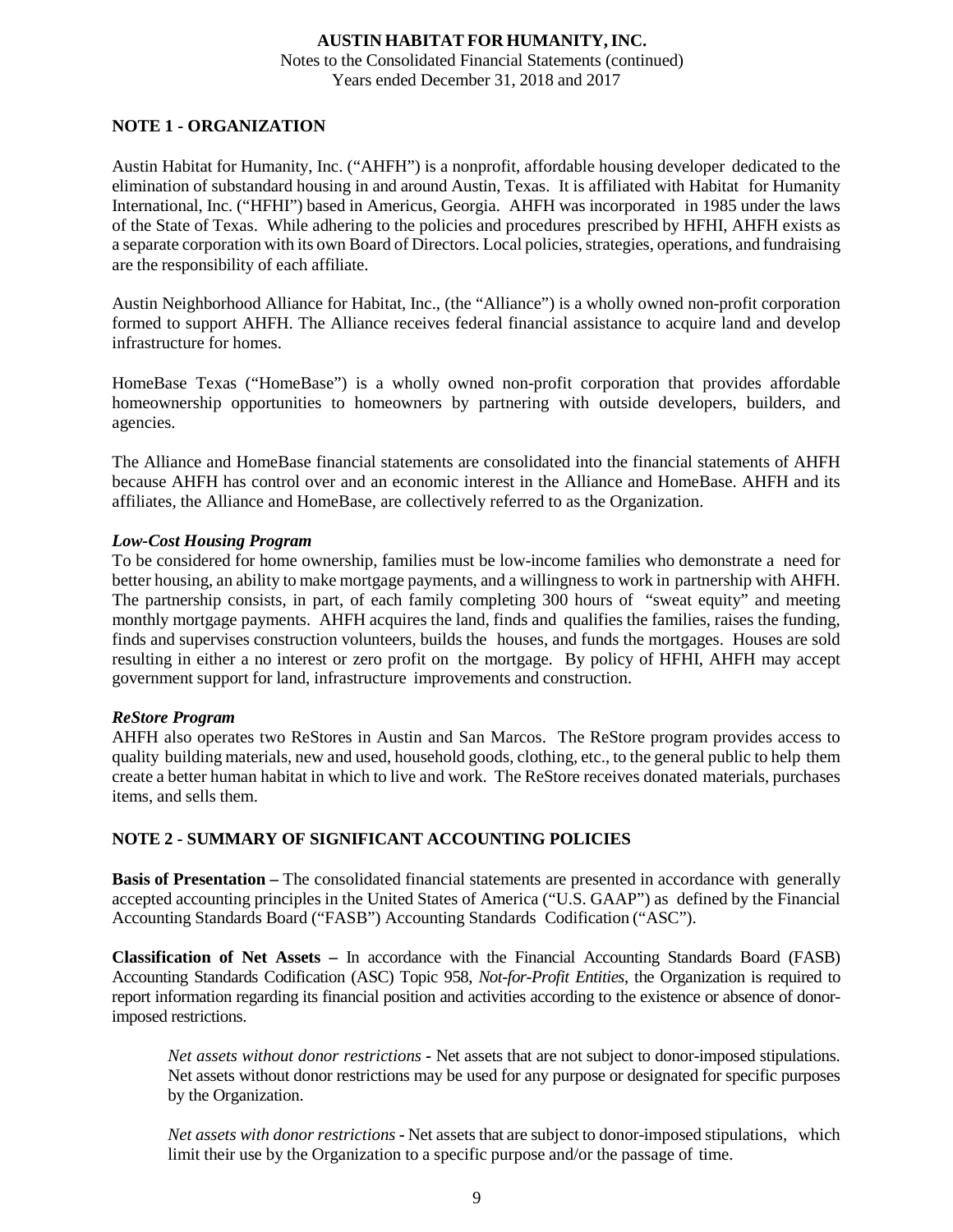**AUSTIN HABITAT FOR HUMANITY, INC.**
Notes to the Consolidated Financial Statements (continued)
Years ended December 31, 2018 and 2017

## NOTE 1 - ORGANIZATION

Austin Habitat for Humanity, Inc. ("AHFH") is a nonprofit, affordable housing developer dedicated to the elimination of substandard housing in and around Austin, Texas. It is affiliated with Habitat for Humanity International, Inc. ("HFHI") based in Americus, Georgia. AHFH was incorporated in 1985 under the laws of the State of Texas. While adhering to the policies and procedures prescribed by HFHI, AHFH exists as a separate corporation with its own Board of Directors. Local policies, strategies, operations, and fundraising are the responsibility of each affiliate.

Austin Neighborhood Alliance for Habitat, Inc., (the "Alliance") is a wholly owned non-profit corporation formed to support AHFH. The Alliance receives federal financial assistance to acquire land and develop infrastructure for homes.

HomeBase Texas ("HomeBase") is a wholly owned non-profit corporation that provides affordable homeownership opportunities to homeowners by partnering with outside developers, builders, and agencies.

The Alliance and HomeBase financial statements are consolidated into the financial statements of AHFH because AHFH has control over and an economic interest in the Alliance and HomeBase. AHFH and its affiliates, the Alliance and HomeBase, are collectively referred to as the Organization.

***Low-Cost Housing Program***

To be considered for home ownership, families must be low-income families who demonstrate a need for better housing, an ability to make mortgage payments, and a willingness to work in partnership with AHFH. The partnership consists, in part, of each family completing 300 hours of "sweat equity" and meeting monthly mortgage payments. AHFH acquires the land, finds and qualifies the families, raises the funding, finds and supervises construction volunteers, builds the houses, and funds the mortgages. Houses are sold resulting in either a no interest or zero profit on the mortgage. By policy of HFHI, AHFH may accept government support for land, infrastructure improvements and construction.

***ReStore Program***

AHFH also operates two ReStores in Austin and San Marcos. The ReStore program provides access to quality building materials, new and used, household goods, clothing, etc., to the general public to help them create a better human habitat in which to live and work. The ReStore receives donated materials, purchases items, and sells them.

## NOTE 2 - SUMMARY OF SIGNIFICANT ACCOUNTING POLICIES

**Basis of Presentation –** The consolidated financial statements are presented in accordance with generally accepted accounting principles in the United States of America ("U.S. GAAP") as defined by the Financial Accounting Standards Board ("FASB") Accounting Standards Codification ("ASC").

**Classification of Net Assets –** In accordance with the Financial Accounting Standards Board (FASB) Accounting Standards Codification (ASC) Topic 958, *Not-for-Profit Entities*, the Organization is required to report information regarding its financial position and activities according to the existence or absence of donor-imposed restrictions.

*Net assets without donor restrictions* - Net assets that are not subject to donor-imposed stipulations. Net assets without donor restrictions may be used for any purpose or designated for specific purposes by the Organization.

*Net assets with donor restrictions* - Net assets that are subject to donor-imposed stipulations, which limit their use by the Organization to a specific purpose and/or the passage of time.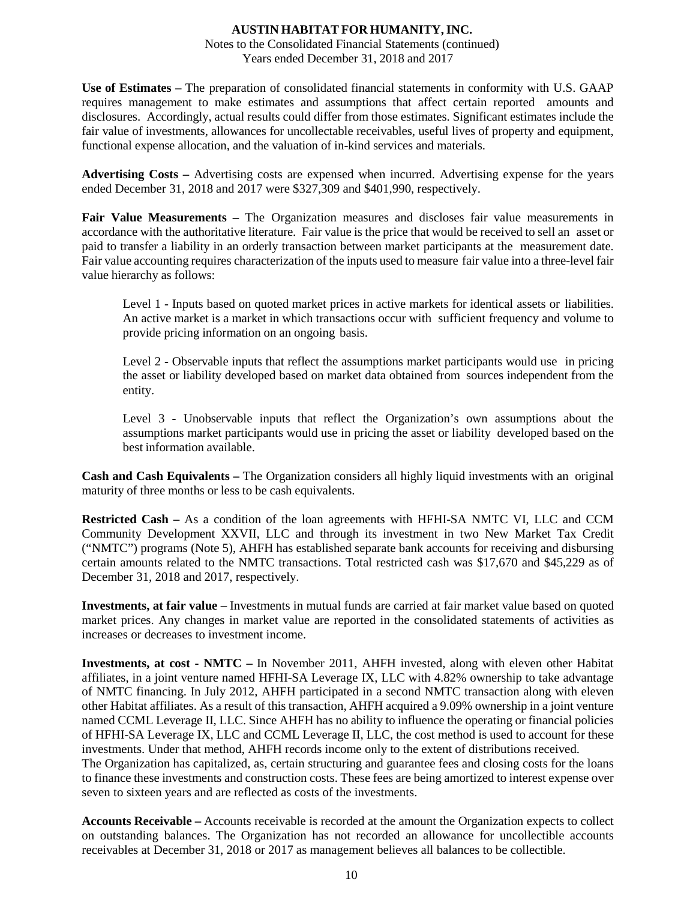**Use of Estimates –** The preparation of consolidated financial statements in conformity with U.S. GAAP requires management to make estimates and assumptions that affect certain reported amounts and disclosures. Accordingly, actual results could differ from those estimates. Significant estimates include the fair value of investments, allowances for uncollectable receivables, useful lives of property and equipment, functional expense allocation, and the valuation of in-kind services and materials.

**Advertising Costs –** Advertising costs are expensed when incurred. Advertising expense for the years ended December 31, 2018 and 2017 were $327,309 and $401,990, respectively.

**Fair Value Measurements –** The Organization measures and discloses fair value measurements in accordance with the authoritative literature. Fair value is the price that would be received to sell an asset or paid to transfer a liability in an orderly transaction between market participants at the measurement date. Fair value accounting requires characterization of the inputs used to measure fair value into a three-level fair value hierarchy as follows:

> Level 1 - Inputs based on quoted market prices in active markets for identical assets or liabilities. An active market is a market in which transactions occur with sufficient frequency and volume to provide pricing information on an ongoing basis.
>
> Level 2 - Observable inputs that reflect the assumptions market participants would use in pricing the asset or liability developed based on market data obtained from sources independent from the entity.
>
> Level 3 - Unobservable inputs that reflect the Organization's own assumptions about the assumptions market participants would use in pricing the asset or liability developed based on the best information available.

**Cash and Cash Equivalents –** The Organization considers all highly liquid investments with an original maturity of three months or less to be cash equivalents.

**Restricted Cash –** As a condition of the loan agreements with HFHI-SA NMTC VI, LLC and CCM Community Development XXVII, LLC and through its investment in two New Market Tax Credit ("NMTC") programs (Note 5), AHFH has established separate bank accounts for receiving and disbursing certain amounts related to the NMTC transactions. Total restricted cash was $17,670 and $45,229 as of December 31, 2018 and 2017, respectively.

**Investments, at fair value –** Investments in mutual funds are carried at fair market value based on quoted market prices. Any changes in market value are reported in the consolidated statements of activities as increases or decreases to investment income.

**Investments, at cost - NMTC –** In November 2011, AHFH invested, along with eleven other Habitat affiliates, in a joint venture named HFHI-SA Leverage IX, LLC with 4.82% ownership to take advantage of NMTC financing. In July 2012, AHFH participated in a second NMTC transaction along with eleven other Habitat affiliates. As a result of this transaction, AHFH acquired a 9.09% ownership in a joint venture named CCML Leverage II, LLC. Since AHFH has no ability to influence the operating or financial policies of HFHI-SA Leverage IX, LLC and CCML Leverage II, LLC, the cost method is used to account for these investments. Under that method, AHFH records income only to the extent of distributions received.
The Organization has capitalized, as, certain structuring and guarantee fees and closing costs for the loans to finance these investments and construction costs. These fees are being amortized to interest expense over seven to sixteen years and are reflected as costs of the investments.

**Accounts Receivable –** Accounts receivable is recorded at the amount the Organization expects to collect on outstanding balances. The Organization has not recorded an allowance for uncollectible accounts receivables at December 31, 2018 or 2017 as management believes all balances to be collectible.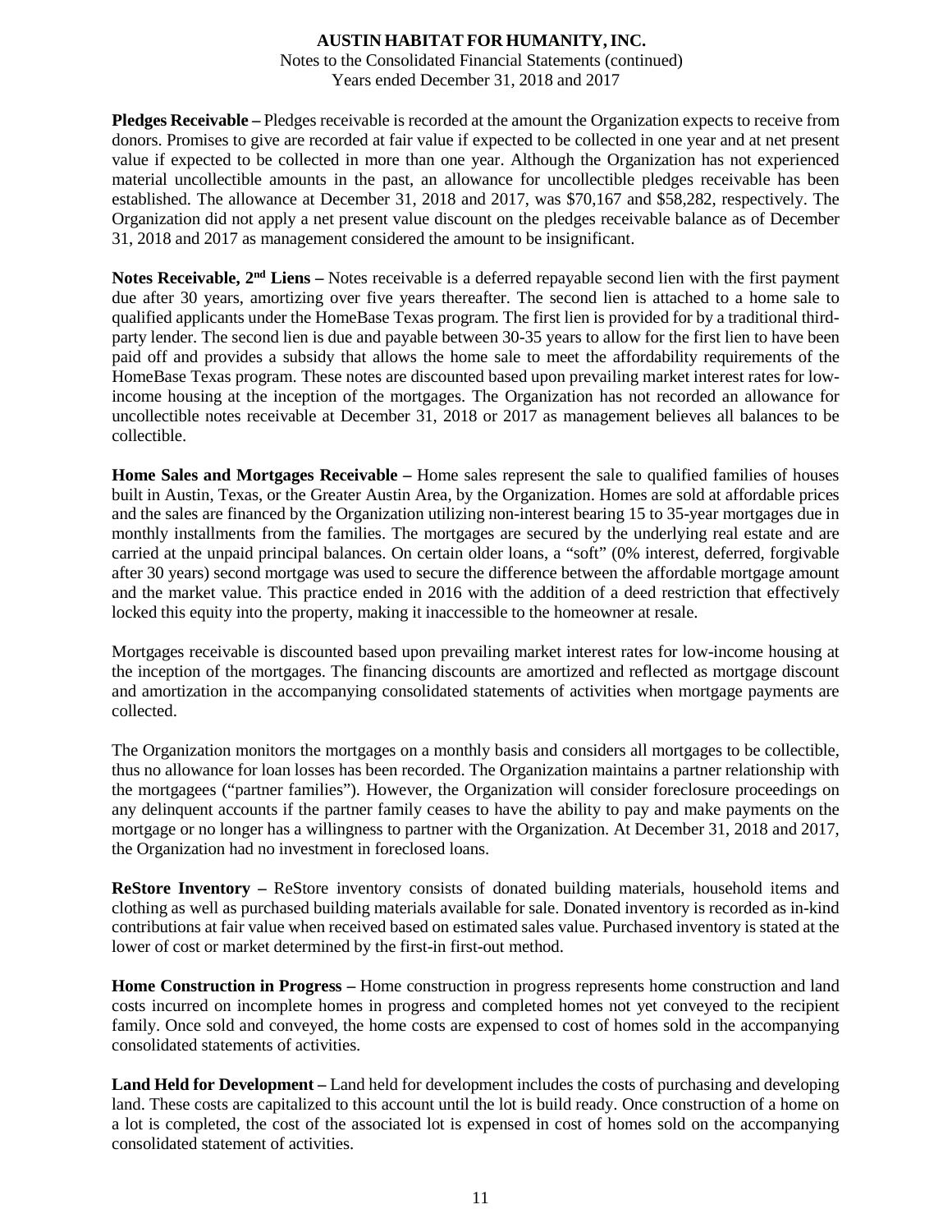**Pledges Receivable –** Pledges receivable is recorded at the amount the Organization expects to receive from donors. Promises to give are recorded at fair value if expected to be collected in one year and at net present value if expected to be collected in more than one year. Although the Organization has not experienced material uncollectible amounts in the past, an allowance for uncollectible pledges receivable has been established. The allowance at December 31, 2018 and 2017, was $70,167 and $58,282, respectively. The Organization did not apply a net present value discount on the pledges receivable balance as of December 31, 2018 and 2017 as management considered the amount to be insignificant.

**Notes Receivable, 2nd Liens –** Notes receivable is a deferred repayable second lien with the first payment due after 30 years, amortizing over five years thereafter. The second lien is attached to a home sale to qualified applicants under the HomeBase Texas program. The first lien is provided for by a traditional third-party lender. The second lien is due and payable between 30-35 years to allow for the first lien to have been paid off and provides a subsidy that allows the home sale to meet the affordability requirements of the HomeBase Texas program. These notes are discounted based upon prevailing market interest rates for low-income housing at the inception of the mortgages. The Organization has not recorded an allowance for uncollectible notes receivable at December 31, 2018 or 2017 as management believes all balances to be collectible.

**Home Sales and Mortgages Receivable –** Home sales represent the sale to qualified families of houses built in Austin, Texas, or the Greater Austin Area, by the Organization. Homes are sold at affordable prices and the sales are financed by the Organization utilizing non-interest bearing 15 to 35-year mortgages due in monthly installments from the families. The mortgages are secured by the underlying real estate and are carried at the unpaid principal balances. On certain older loans, a "soft" (0% interest, deferred, forgivable after 30 years) second mortgage was used to secure the difference between the affordable mortgage amount and the market value. This practice ended in 2016 with the addition of a deed restriction that effectively locked this equity into the property, making it inaccessible to the homeowner at resale.

Mortgages receivable is discounted based upon prevailing market interest rates for low-income housing at the inception of the mortgages. The financing discounts are amortized and reflected as mortgage discount and amortization in the accompanying consolidated statements of activities when mortgage payments are collected.

The Organization monitors the mortgages on a monthly basis and considers all mortgages to be collectible, thus no allowance for loan losses has been recorded. The Organization maintains a partner relationship with the mortgagees ("partner families"). However, the Organization will consider foreclosure proceedings on any delinquent accounts if the partner family ceases to have the ability to pay and make payments on the mortgage or no longer has a willingness to partner with the Organization. At December 31, 2018 and 2017, the Organization had no investment in foreclosed loans.

**ReStore Inventory –** ReStore inventory consists of donated building materials, household items and clothing as well as purchased building materials available for sale. Donated inventory is recorded as in-kind contributions at fair value when received based on estimated sales value. Purchased inventory is stated at the lower of cost or market determined by the first-in first-out method.

**Home Construction in Progress –** Home construction in progress represents home construction and land costs incurred on incomplete homes in progress and completed homes not yet conveyed to the recipient family. Once sold and conveyed, the home costs are expensed to cost of homes sold in the accompanying consolidated statements of activities.

**Land Held for Development –** Land held for development includes the costs of purchasing and developing land. These costs are capitalized to this account until the lot is build ready. Once construction of a home on a lot is completed, the cost of the associated lot is expensed in cost of homes sold on the accompanying consolidated statement of activities.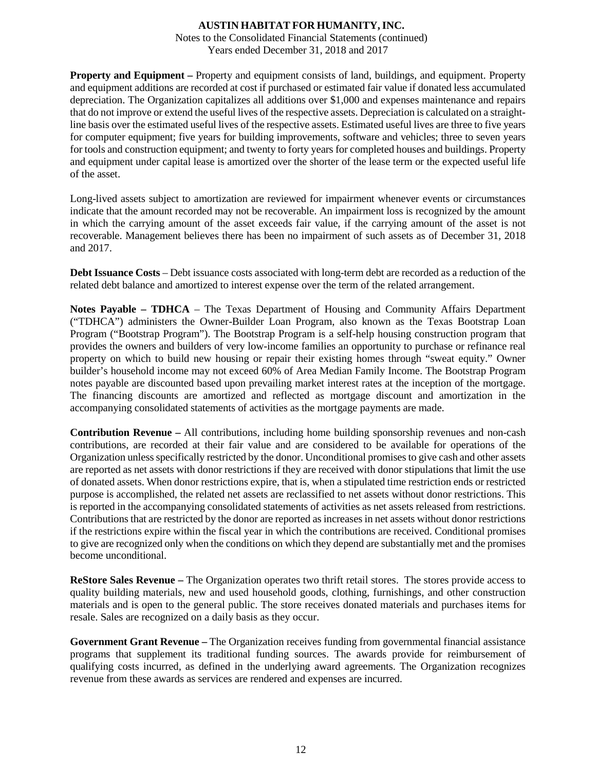**Property and Equipment –** Property and equipment consists of land, buildings, and equipment. Property and equipment additions are recorded at cost if purchased or estimated fair value if donated less accumulated depreciation. The Organization capitalizes all additions over $1,000 and expenses maintenance and repairs that do not improve or extend the useful lives of the respective assets. Depreciation is calculated on a straight-line basis over the estimated useful lives of the respective assets. Estimated useful lives are three to five years for computer equipment; five years for building improvements, software and vehicles; three to seven years for tools and construction equipment; and twenty to forty years for completed houses and buildings. Property and equipment under capital lease is amortized over the shorter of the lease term or the expected useful life of the asset.

Long-lived assets subject to amortization are reviewed for impairment whenever events or circumstances indicate that the amount recorded may not be recoverable. An impairment loss is recognized by the amount in which the carrying amount of the asset exceeds fair value, if the carrying amount of the asset is not recoverable. Management believes there has been no impairment of such assets as of December 31, 2018 and 2017.

**Debt Issuance Costs** – Debt issuance costs associated with long-term debt are recorded as a reduction of the related debt balance and amortized to interest expense over the term of the related arrangement.

**Notes Payable – TDHCA** – The Texas Department of Housing and Community Affairs Department ("TDHCA") administers the Owner-Builder Loan Program, also known as the Texas Bootstrap Loan Program ("Bootstrap Program"). The Bootstrap Program is a self-help housing construction program that provides the owners and builders of very low-income families an opportunity to purchase or refinance real property on which to build new housing or repair their existing homes through "sweat equity." Owner builder's household income may not exceed 60% of Area Median Family Income. The Bootstrap Program notes payable are discounted based upon prevailing market interest rates at the inception of the mortgage. The financing discounts are amortized and reflected as mortgage discount and amortization in the accompanying consolidated statements of activities as the mortgage payments are made.

**Contribution Revenue –** All contributions, including home building sponsorship revenues and non-cash contributions, are recorded at their fair value and are considered to be available for operations of the Organization unless specifically restricted by the donor. Unconditional promises to give cash and other assets are reported as net assets with donor restrictions if they are received with donor stipulations that limit the use of donated assets. When donor restrictions expire, that is, when a stipulated time restriction ends or restricted purpose is accomplished, the related net assets are reclassified to net assets without donor restrictions. This is reported in the accompanying consolidated statements of activities as net assets released from restrictions. Contributions that are restricted by the donor are reported as increases in net assets without donor restrictions if the restrictions expire within the fiscal year in which the contributions are received. Conditional promises to give are recognized only when the conditions on which they depend are substantially met and the promises become unconditional.

**ReStore Sales Revenue –** The Organization operates two thrift retail stores. The stores provide access to quality building materials, new and used household goods, clothing, furnishings, and other construction materials and is open to the general public. The store receives donated materials and purchases items for resale. Sales are recognized on a daily basis as they occur.

**Government Grant Revenue –** The Organization receives funding from governmental financial assistance programs that supplement its traditional funding sources. The awards provide for reimbursement of qualifying costs incurred, as defined in the underlying award agreements. The Organization recognizes revenue from these awards as services are rendered and expenses are incurred.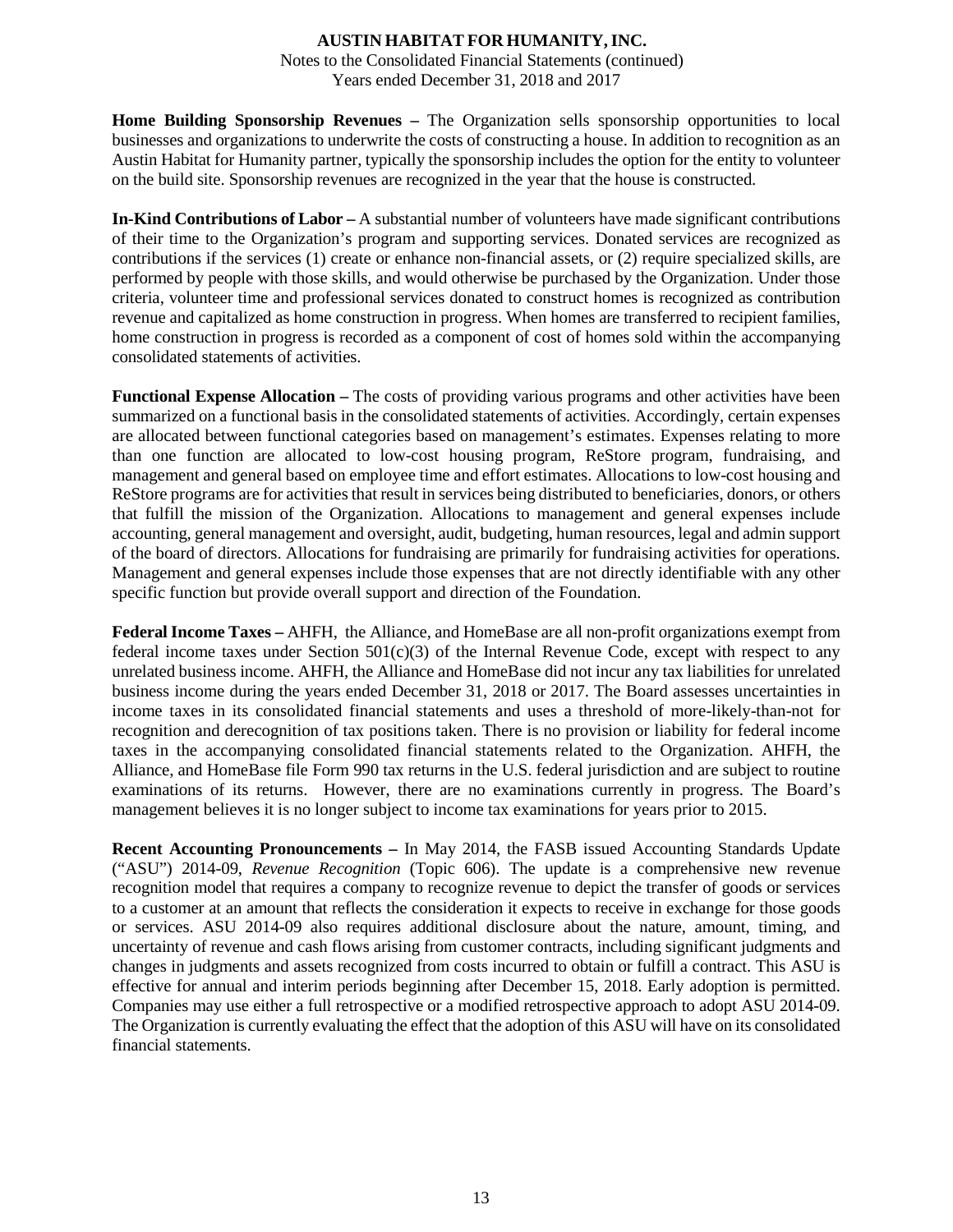**Home Building Sponsorship Revenues –** The Organization sells sponsorship opportunities to local businesses and organizations to underwrite the costs of constructing a house. In addition to recognition as an Austin Habitat for Humanity partner, typically the sponsorship includes the option for the entity to volunteer on the build site. Sponsorship revenues are recognized in the year that the house is constructed.

**In-Kind Contributions of Labor –** A substantial number of volunteers have made significant contributions of their time to the Organization's program and supporting services. Donated services are recognized as contributions if the services (1) create or enhance non-financial assets, or (2) require specialized skills, are performed by people with those skills, and would otherwise be purchased by the Organization. Under those criteria, volunteer time and professional services donated to construct homes is recognized as contribution revenue and capitalized as home construction in progress. When homes are transferred to recipient families, home construction in progress is recorded as a component of cost of homes sold within the accompanying consolidated statements of activities.

**Functional Expense Allocation –** The costs of providing various programs and other activities have been summarized on a functional basis in the consolidated statements of activities. Accordingly, certain expenses are allocated between functional categories based on management's estimates. Expenses relating to more than one function are allocated to low-cost housing program, ReStore program, fundraising, and management and general based on employee time and effort estimates. Allocations to low-cost housing and ReStore programs are for activities that result in services being distributed to beneficiaries, donors, or others that fulfill the mission of the Organization. Allocations to management and general expenses include accounting, general management and oversight, audit, budgeting, human resources, legal and admin support of the board of directors. Allocations for fundraising are primarily for fundraising activities for operations. Management and general expenses include those expenses that are not directly identifiable with any other specific function but provide overall support and direction of the Foundation.

**Federal Income Taxes –** AHFH, the Alliance, and HomeBase are all non-profit organizations exempt from federal income taxes under Section 501(c)(3) of the Internal Revenue Code, except with respect to any unrelated business income. AHFH, the Alliance and HomeBase did not incur any tax liabilities for unrelated business income during the years ended December 31, 2018 or 2017. The Board assesses uncertainties in income taxes in its consolidated financial statements and uses a threshold of more-likely-than-not for recognition and derecognition of tax positions taken. There is no provision or liability for federal income taxes in the accompanying consolidated financial statements related to the Organization. AHFH, the Alliance, and HomeBase file Form 990 tax returns in the U.S. federal jurisdiction and are subject to routine examinations of its returns. However, there are no examinations currently in progress. The Board's management believes it is no longer subject to income tax examinations for years prior to 2015.

**Recent Accounting Pronouncements –** In May 2014, the FASB issued Accounting Standards Update ("ASU") 2014-09, *Revenue Recognition* (Topic 606). The update is a comprehensive new revenue recognition model that requires a company to recognize revenue to depict the transfer of goods or services to a customer at an amount that reflects the consideration it expects to receive in exchange for those goods or services. ASU 2014-09 also requires additional disclosure about the nature, amount, timing, and uncertainty of revenue and cash flows arising from customer contracts, including significant judgments and changes in judgments and assets recognized from costs incurred to obtain or fulfill a contract. This ASU is effective for annual and interim periods beginning after December 15, 2018. Early adoption is permitted. Companies may use either a full retrospective or a modified retrospective approach to adopt ASU 2014-09. The Organization is currently evaluating the effect that the adoption of this ASU will have on its consolidated financial statements.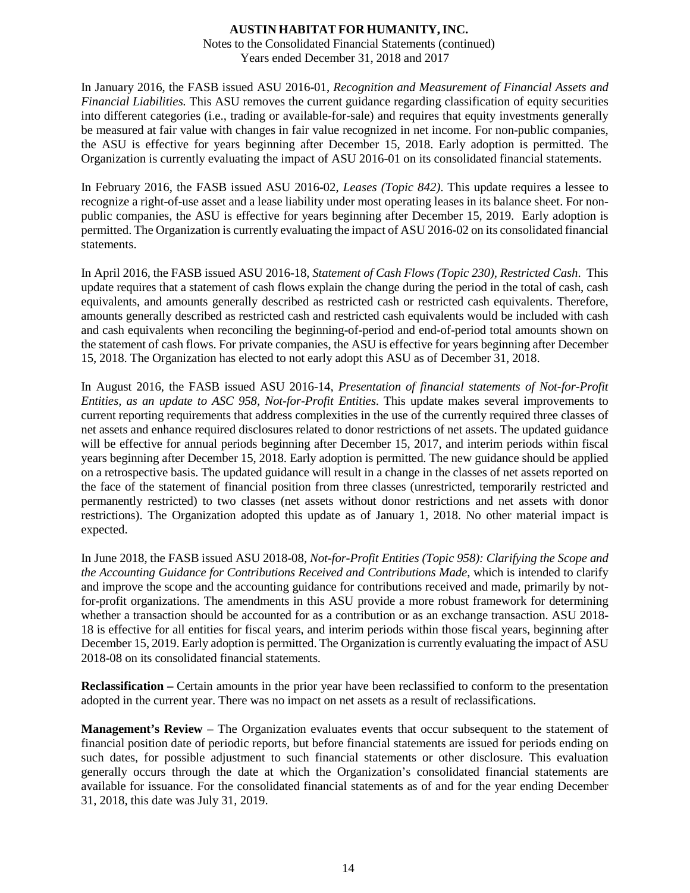In January 2016, the FASB issued ASU 2016-01, *Recognition and Measurement of Financial Assets and Financial Liabilities.* This ASU removes the current guidance regarding classification of equity securities into different categories (i.e., trading or available-for-sale) and requires that equity investments generally be measured at fair value with changes in fair value recognized in net income. For non-public companies, the ASU is effective for years beginning after December 15, 2018. Early adoption is permitted. The Organization is currently evaluating the impact of ASU 2016-01 on its consolidated financial statements.

In February 2016, the FASB issued ASU 2016-02, *Leases (Topic 842)*. This update requires a lessee to recognize a right-of-use asset and a lease liability under most operating leases in its balance sheet. For non-public companies, the ASU is effective for years beginning after December 15, 2019. Early adoption is permitted. The Organization is currently evaluating the impact of ASU 2016-02 on its consolidated financial statements.

In April 2016, the FASB issued ASU 2016-18, *Statement of Cash Flows (Topic 230), Restricted Cash*. This update requires that a statement of cash flows explain the change during the period in the total of cash, cash equivalents, and amounts generally described as restricted cash or restricted cash equivalents. Therefore, amounts generally described as restricted cash and restricted cash equivalents would be included with cash and cash equivalents when reconciling the beginning-of-period and end-of-period total amounts shown on the statement of cash flows. For private companies, the ASU is effective for years beginning after December 15, 2018. The Organization has elected to not early adopt this ASU as of December 31, 2018.

In August 2016, the FASB issued ASU 2016-14, *Presentation of financial statements of Not-for-Profit Entities, as an update to ASC 958, Not-for-Profit Entities*. This update makes several improvements to current reporting requirements that address complexities in the use of the currently required three classes of net assets and enhance required disclosures related to donor restrictions of net assets. The updated guidance will be effective for annual periods beginning after December 15, 2017, and interim periods within fiscal years beginning after December 15, 2018. Early adoption is permitted. The new guidance should be applied on a retrospective basis. The updated guidance will result in a change in the classes of net assets reported on the face of the statement of financial position from three classes (unrestricted, temporarily restricted and permanently restricted) to two classes (net assets without donor restrictions and net assets with donor restrictions). The Organization adopted this update as of January 1, 2018. No other material impact is expected.

In June 2018, the FASB issued ASU 2018-08, *Not-for-Profit Entities (Topic 958): Clarifying the Scope and the Accounting Guidance for Contributions Received and Contributions Made*, which is intended to clarify and improve the scope and the accounting guidance for contributions received and made, primarily by not-for-profit organizations. The amendments in this ASU provide a more robust framework for determining whether a transaction should be accounted for as a contribution or as an exchange transaction. ASU 2018-18 is effective for all entities for fiscal years, and interim periods within those fiscal years, beginning after December 15, 2019. Early adoption is permitted. The Organization is currently evaluating the impact of ASU 2018-08 on its consolidated financial statements.

**Reclassification –** Certain amounts in the prior year have been reclassified to conform to the presentation adopted in the current year. There was no impact on net assets as a result of reclassifications.

**Management's Review** – The Organization evaluates events that occur subsequent to the statement of financial position date of periodic reports, but before financial statements are issued for periods ending on such dates, for possible adjustment to such financial statements or other disclosure. This evaluation generally occurs through the date at which the Organization's consolidated financial statements are available for issuance. For the consolidated financial statements as of and for the year ending December 31, 2018, this date was July 31, 2019.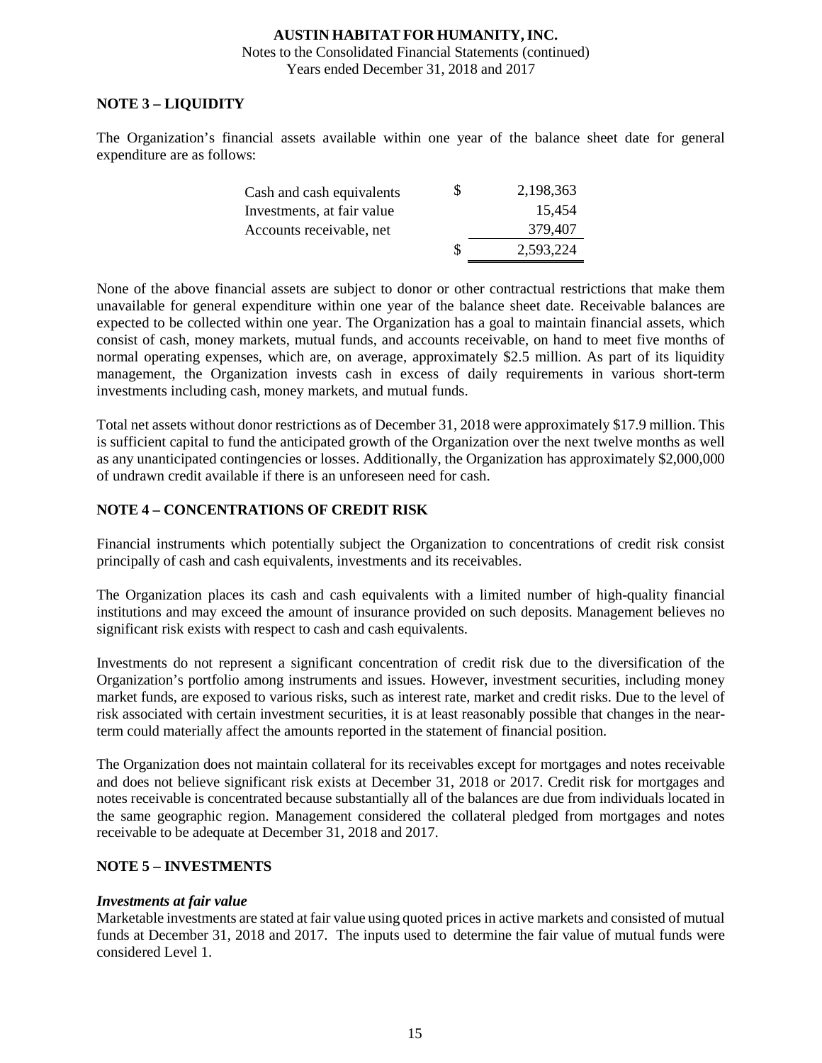## NOTE 3 – LIQUIDITY

The Organization's financial assets available within one year of the balance sheet date for general expenditure are as follows:

| | | |
|---|---|---|
| Cash and cash equivalents | $ | 2,198,363 |
| Investments, at fair value | | 15,454 |
| Accounts receivable, net | | 379,407 |
| | $ | 2,593,224 |

None of the above financial assets are subject to donor or other contractual restrictions that make them unavailable for general expenditure within one year of the balance sheet date. Receivable balances are expected to be collected within one year. The Organization has a goal to maintain financial assets, which consist of cash, money markets, mutual funds, and accounts receivable, on hand to meet five months of normal operating expenses, which are, on average, approximately $2.5 million. As part of its liquidity management, the Organization invests cash in excess of daily requirements in various short-term investments including cash, money markets, and mutual funds.

Total net assets without donor restrictions as of December 31, 2018 were approximately $17.9 million. This is sufficient capital to fund the anticipated growth of the Organization over the next twelve months as well as any unanticipated contingencies or losses. Additionally, the Organization has approximately $2,000,000 of undrawn credit available if there is an unforeseen need for cash.

## NOTE 4 – CONCENTRATIONS OF CREDIT RISK

Financial instruments which potentially subject the Organization to concentrations of credit risk consist principally of cash and cash equivalents, investments and its receivables.

The Organization places its cash and cash equivalents with a limited number of high-quality financial institutions and may exceed the amount of insurance provided on such deposits. Management believes no significant risk exists with respect to cash and cash equivalents.

Investments do not represent a significant concentration of credit risk due to the diversification of the Organization's portfolio among instruments and issues. However, investment securities, including money market funds, are exposed to various risks, such as interest rate, market and credit risks. Due to the level of risk associated with certain investment securities, it is at least reasonably possible that changes in the near-term could materially affect the amounts reported in the statement of financial position.

The Organization does not maintain collateral for its receivables except for mortgages and notes receivable and does not believe significant risk exists at December 31, 2018 or 2017. Credit risk for mortgages and notes receivable is concentrated because substantially all of the balances are due from individuals located in the same geographic region. Management considered the collateral pledged from mortgages and notes receivable to be adequate at December 31, 2018 and 2017.

## NOTE 5 – INVESTMENTS

### *Investments at fair value*

Marketable investments are stated at fair value using quoted prices in active markets and consisted of mutual funds at December 31, 2018 and 2017. The inputs used to determine the fair value of mutual funds were considered Level 1.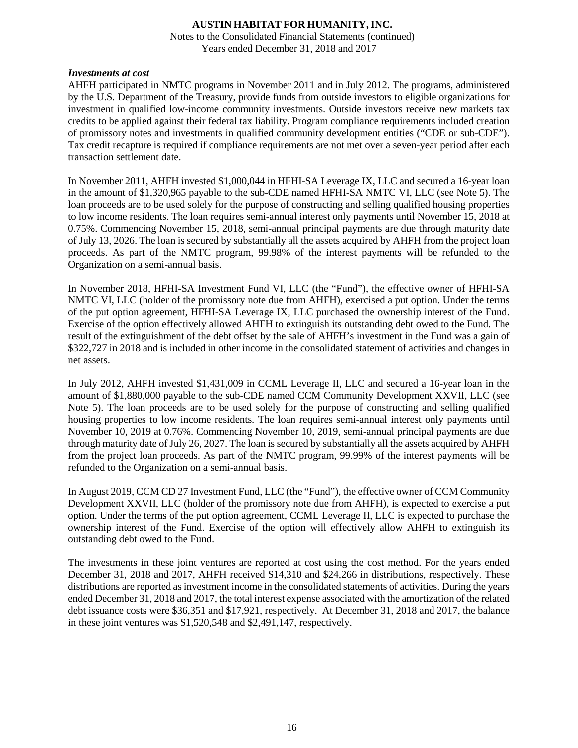***Investments at cost***

AHFH participated in NMTC programs in November 2011 and in July 2012. The programs, administered by the U.S. Department of the Treasury, provide funds from outside investors to eligible organizations for investment in qualified low-income community investments. Outside investors receive new markets tax credits to be applied against their federal tax liability. Program compliance requirements included creation of promissory notes and investments in qualified community development entities ("CDE or sub-CDE"). Tax credit recapture is required if compliance requirements are not met over a seven-year period after each transaction settlement date.

In November 2011, AHFH invested $1,000,044 in HFHI-SA Leverage IX, LLC and secured a 16-year loan in the amount of $1,320,965 payable to the sub-CDE named HFHI-SA NMTC VI, LLC (see Note 5). The loan proceeds are to be used solely for the purpose of constructing and selling qualified housing properties to low income residents. The loan requires semi-annual interest only payments until November 15, 2018 at 0.75%. Commencing November 15, 2018, semi-annual principal payments are due through maturity date of July 13, 2026. The loan is secured by substantially all the assets acquired by AHFH from the project loan proceeds. As part of the NMTC program, 99.98% of the interest payments will be refunded to the Organization on a semi-annual basis.

In November 2018, HFHI-SA Investment Fund VI, LLC (the "Fund"), the effective owner of HFHI-SA NMTC VI, LLC (holder of the promissory note due from AHFH), exercised a put option. Under the terms of the put option agreement, HFHI-SA Leverage IX, LLC purchased the ownership interest of the Fund. Exercise of the option effectively allowed AHFH to extinguish its outstanding debt owed to the Fund. The result of the extinguishment of the debt offset by the sale of AHFH's investment in the Fund was a gain of $322,727 in 2018 and is included in other income in the consolidated statement of activities and changes in net assets.

In July 2012, AHFH invested $1,431,009 in CCML Leverage II, LLC and secured a 16-year loan in the amount of $1,880,000 payable to the sub-CDE named CCM Community Development XXVII, LLC (see Note 5). The loan proceeds are to be used solely for the purpose of constructing and selling qualified housing properties to low income residents. The loan requires semi-annual interest only payments until November 10, 2019 at 0.76%. Commencing November 10, 2019, semi-annual principal payments are due through maturity date of July 26, 2027. The loan is secured by substantially all the assets acquired by AHFH from the project loan proceeds. As part of the NMTC program, 99.99% of the interest payments will be refunded to the Organization on a semi-annual basis.

In August 2019, CCM CD 27 Investment Fund, LLC (the "Fund"), the effective owner of CCM Community Development XXVII, LLC (holder of the promissory note due from AHFH), is expected to exercise a put option. Under the terms of the put option agreement, CCML Leverage II, LLC is expected to purchase the ownership interest of the Fund. Exercise of the option will effectively allow AHFH to extinguish its outstanding debt owed to the Fund.

The investments in these joint ventures are reported at cost using the cost method. For the years ended December 31, 2018 and 2017, AHFH received $14,310 and $24,266 in distributions, respectively. These distributions are reported as investment income in the consolidated statements of activities. During the years ended December 31, 2018 and 2017, the total interest expense associated with the amortization of the related debt issuance costs were $36,351 and $17,921, respectively. At December 31, 2018 and 2017, the balance in these joint ventures was $1,520,548 and $2,491,147, respectively.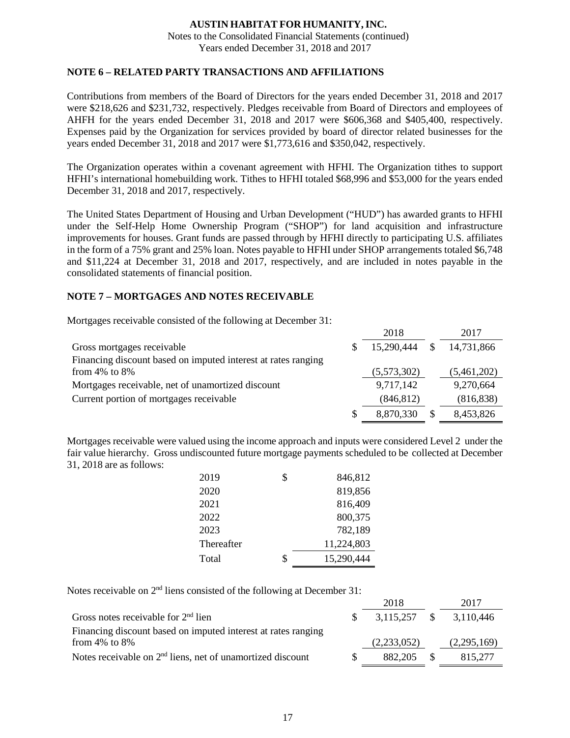## NOTE 6 – RELATED PARTY TRANSACTIONS AND AFFILIATIONS

Contributions from members of the Board of Directors for the years ended December 31, 2018 and 2017 were $218,626 and $231,732, respectively. Pledges receivable from Board of Directors and employees of AHFH for the years ended December 31, 2018 and 2017 were $606,368 and $405,400, respectively. Expenses paid by the Organization for services provided by board of director related businesses for the years ended December 31, 2018 and 2017 were $1,773,616 and $350,042, respectively.

The Organization operates within a covenant agreement with HFHI. The Organization tithes to support HFHI's international homebuilding work. Tithes to HFHI totaled $68,996 and $53,000 for the years ended December 31, 2018 and 2017, respectively.

The United States Department of Housing and Urban Development ("HUD") has awarded grants to HFHI under the Self-Help Home Ownership Program ("SHOP") for land acquisition and infrastructure improvements for houses. Grant funds are passed through by HFHI directly to participating U.S. affiliates in the form of a 75% grant and 25% loan. Notes payable to HFHI under SHOP arrangements totaled $6,748 and $11,224 at December 31, 2018 and 2017, respectively, and are included in notes payable in the consolidated statements of financial position.

## NOTE 7 – MORTGAGES AND NOTES RECEIVABLE

Mortgages receivable consisted of the following at December 31:

| | 2018 | 2017 |
|---|---|---|
| Gross mortgages receivable | $ 15,290,444 | $ 14,731,866 |
| Financing discount based on imputed interest at rates ranging from 4% to 8% | (5,573,302) | (5,461,202) |
| Mortgages receivable, net of unamortized discount | 9,717,142 | 9,270,664 |
| Current portion of mortgages receivable | (846,812) | (816,838) |
| | $ 8,870,330 | $ 8,453,826 |

Mortgages receivable were valued using the income approach and inputs were considered Level 2 under the fair value hierarchy. Gross undiscounted future mortgage payments scheduled to be collected at December 31, 2018 are as follows:

| | |
|---|---|
| 2019 | $ 846,812 |
| 2020 | 819,856 |
| 2021 | 816,409 |
| 2022 | 800,375 |
| 2023 | 782,189 |
| Thereafter | 11,224,803 |
| Total | $ 15,290,444 |

Notes receivable on 2nd liens consisted of the following at December 31:

| | 2018 | 2017 |
|---|---|---|
| Gross notes receivable for 2nd lien | $ 3,115,257 | $ 3,110,446 |
| Financing discount based on imputed interest at rates ranging from 4% to 8% | (2,233,052) | (2,295,169) |
| Notes receivable on 2nd liens, net of unamortized discount | $ 882,205 | $ 815,277 |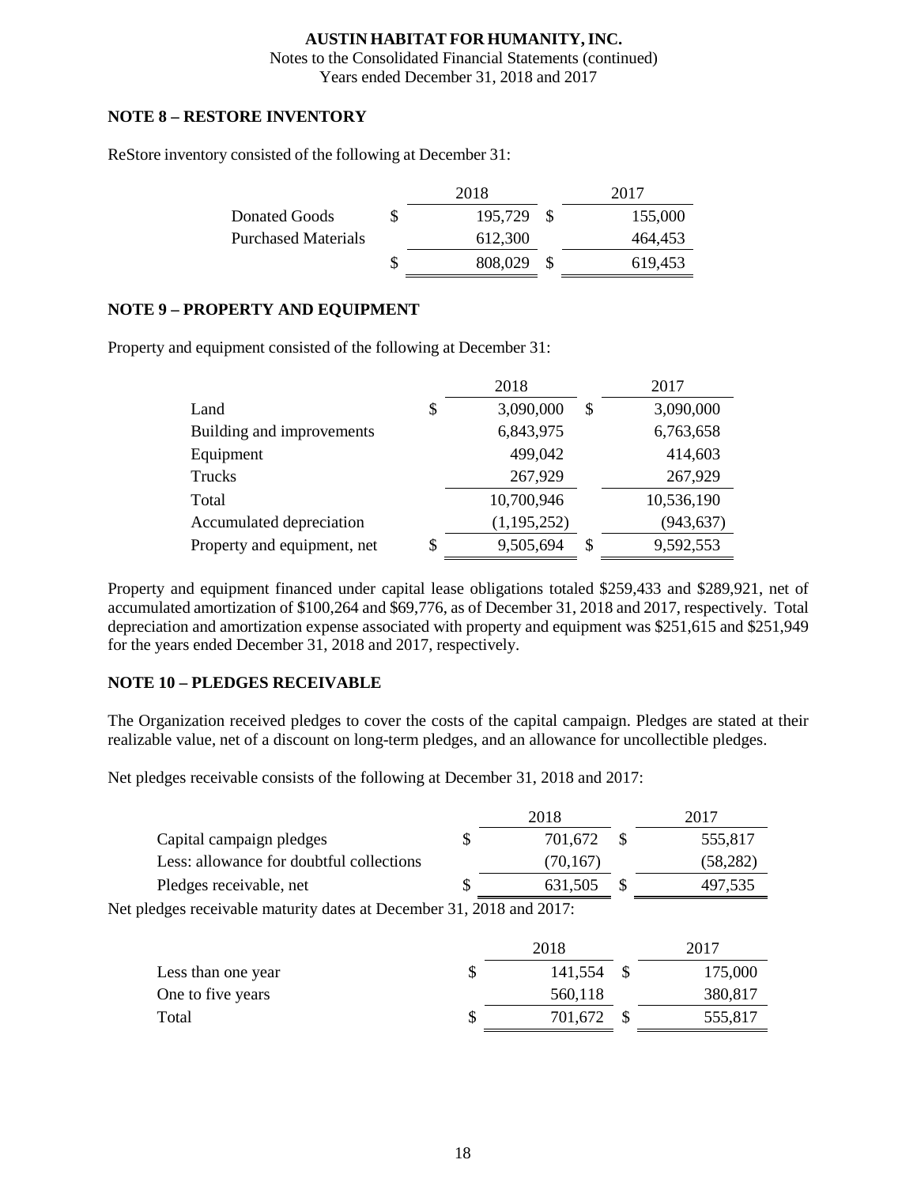## NOTE 8 – RESTORE INVENTORY

ReStore inventory consisted of the following at December 31:

| | 2018 | 2017 |
|---|---|---|
| Donated Goods | $ 195,729 | $ 155,000 |
| Purchased Materials | 612,300 | 464,453 |
| | $ 808,029 | $ 619,453 |

## NOTE 9 – PROPERTY AND EQUIPMENT

Property and equipment consisted of the following at December 31:

| | 2018 | 2017 |
|---|---|---|
| Land | $ 3,090,000 | $ 3,090,000 |
| Building and improvements | 6,843,975 | 6,763,658 |
| Equipment | 499,042 | 414,603 |
| Trucks | 267,929 | 267,929 |
| Total | 10,700,946 | 10,536,190 |
| Accumulated depreciation | (1,195,252) | (943,637) |
| Property and equipment, net | $ 9,505,694 | $ 9,592,553 |

Property and equipment financed under capital lease obligations totaled $259,433 and $289,921, net of accumulated amortization of $100,264 and $69,776, as of December 31, 2018 and 2017, respectively. Total depreciation and amortization expense associated with property and equipment was $251,615 and $251,949 for the years ended December 31, 2018 and 2017, respectively.

## NOTE 10 – PLEDGES RECEIVABLE

The Organization received pledges to cover the costs of the capital campaign. Pledges are stated at their realizable value, net of a discount on long-term pledges, and an allowance for uncollectible pledges.

Net pledges receivable consists of the following at December 31, 2018 and 2017:

| | 2018 | 2017 |
|---|---|---|
| Capital campaign pledges | $ 701,672 | $ 555,817 |
| Less: allowance for doubtful collections | (70,167) | (58,282) |
| Pledges receivable, net | $ 631,505 | $ 497,535 |

Net pledges receivable maturity dates at December 31, 2018 and 2017:

| | 2018 | 2017 |
|---|---|---|
| Less than one year | $ 141,554 | $ 175,000 |
| One to five years | 560,118 | 380,817 |
| Total | $ 701,672 | $ 555,817 |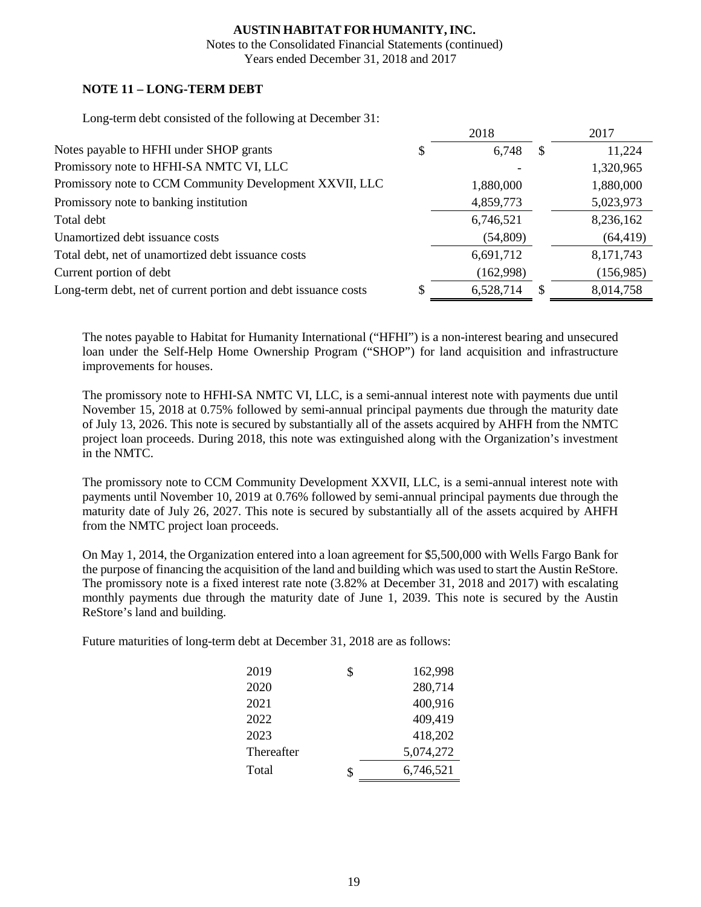**AUSTIN HABITAT FOR HUMANITY, INC.**
Notes to the Consolidated Financial Statements (continued)
Years ended December 31, 2018 and 2017

### NOTE 11 – LONG-TERM DEBT

Long-term debt consisted of the following at December 31:

| | 2018 | 2017 |
|---|---|---|
| Notes payable to HFHI under SHOP grants | $ 6,748 | $ 11,224 |
| Promissory note to HFHI-SA NMTC VI, LLC | - | 1,320,965 |
| Promissory note to CCM Community Development XXVII, LLC | 1,880,000 | 1,880,000 |
| Promissory note to banking institution | 4,859,773 | 5,023,973 |
| Total debt | 6,746,521 | 8,236,162 |
| Unamortized debt issuance costs | (54,809) | (64,419) |
| Total debt, net of unamortized debt issuance costs | 6,691,712 | 8,171,743 |
| Current portion of debt | (162,998) | (156,985) |
| Long-term debt, net of current portion and debt issuance costs | $ 6,528,714 | $ 8,014,758 |

The notes payable to Habitat for Humanity International ("HFHI") is a non-interest bearing and unsecured loan under the Self-Help Home Ownership Program ("SHOP") for land acquisition and infrastructure improvements for houses.

The promissory note to HFHI-SA NMTC VI, LLC, is a semi-annual interest note with payments due until November 15, 2018 at 0.75% followed by semi-annual principal payments due through the maturity date of July 13, 2026. This note is secured by substantially all of the assets acquired by AHFH from the NMTC project loan proceeds. During 2018, this note was extinguished along with the Organization's investment in the NMTC.

The promissory note to CCM Community Development XXVII, LLC, is a semi-annual interest note with payments until November 10, 2019 at 0.76% followed by semi-annual principal payments due through the maturity date of July 26, 2027. This note is secured by substantially all of the assets acquired by AHFH from the NMTC project loan proceeds.

On May 1, 2014, the Organization entered into a loan agreement for $5,500,000 with Wells Fargo Bank for the purpose of financing the acquisition of the land and building which was used to start the Austin ReStore. The promissory note is a fixed interest rate note (3.82% at December 31, 2018 and 2017) with escalating monthly payments due through the maturity date of June 1, 2039. This note is secured by the Austin ReStore's land and building.

Future maturities of long-term debt at December 31, 2018 are as follows:

| | |
|---|---|
| 2019 | $ 162,998 |
| 2020 | 280,714 |
| 2021 | 400,916 |
| 2022 | 409,419 |
| 2023 | 418,202 |
| Thereafter | 5,074,272 |
| Total | $ 6,746,521 |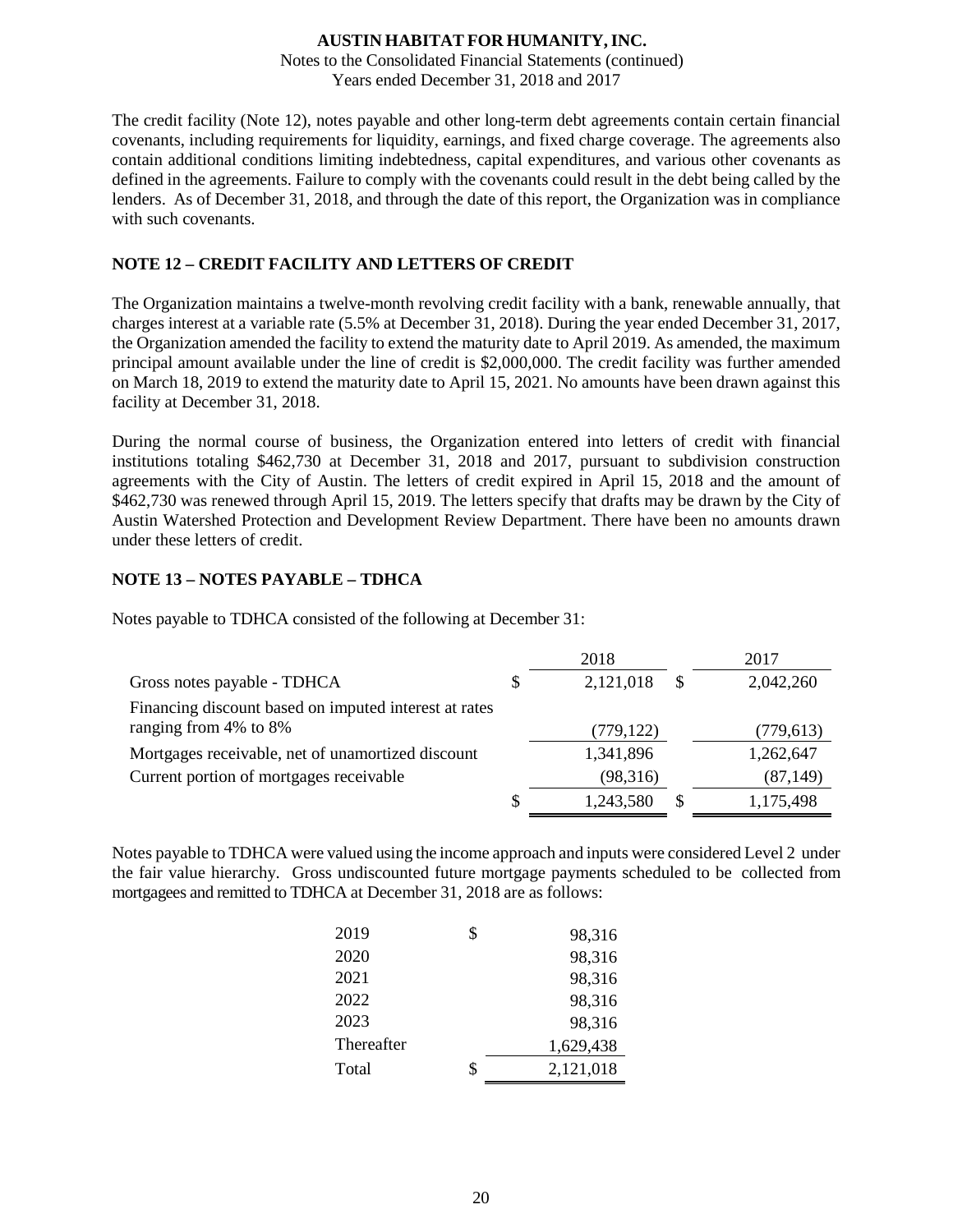The credit facility (Note 12), notes payable and other long-term debt agreements contain certain financial covenants, including requirements for liquidity, earnings, and fixed charge coverage. The agreements also contain additional conditions limiting indebtedness, capital expenditures, and various other covenants as defined in the agreements. Failure to comply with the covenants could result in the debt being called by the lenders. As of December 31, 2018, and through the date of this report, the Organization was in compliance with such covenants.

## NOTE 12 – CREDIT FACILITY AND LETTERS OF CREDIT

The Organization maintains a twelve-month revolving credit facility with a bank, renewable annually, that charges interest at a variable rate (5.5% at December 31, 2018). During the year ended December 31, 2017, the Organization amended the facility to extend the maturity date to April 2019. As amended, the maximum principal amount available under the line of credit is $2,000,000. The credit facility was further amended on March 18, 2019 to extend the maturity date to April 15, 2021. No amounts have been drawn against this facility at December 31, 2018.

During the normal course of business, the Organization entered into letters of credit with financial institutions totaling $462,730 at December 31, 2018 and 2017, pursuant to subdivision construction agreements with the City of Austin. The letters of credit expired in April 15, 2018 and the amount of $462,730 was renewed through April 15, 2019. The letters specify that drafts may be drawn by the City of Austin Watershed Protection and Development Review Department. There have been no amounts drawn under these letters of credit.

## NOTE 13 – NOTES PAYABLE – TDHCA

Notes payable to TDHCA consisted of the following at December 31:

| | 2018 | 2017 |
|---|---|---|
| Gross notes payable - TDHCA | $ 2,121,018 | $ 2,042,260 |
| Financing discount based on imputed interest at rates ranging from 4% to 8% | (779,122) | (779,613) |
| Mortgages receivable, net of unamortized discount | 1,341,896 | 1,262,647 |
| Current portion of mortgages receivable | (98,316) | (87,149) |
| | $ 1,243,580 | $ 1,175,498 |

Notes payable to TDHCA were valued using the income approach and inputs were considered Level 2 under the fair value hierarchy. Gross undiscounted future mortgage payments scheduled to be collected from mortgagees and remitted to TDHCA at December 31, 2018 are as follows:

| | |
|---|---|
| 2019 | $ 98,316 |
| 2020 | 98,316 |
| 2021 | 98,316 |
| 2022 | 98,316 |
| 2023 | 98,316 |
| Thereafter | 1,629,438 |
| Total | $ 2,121,018 |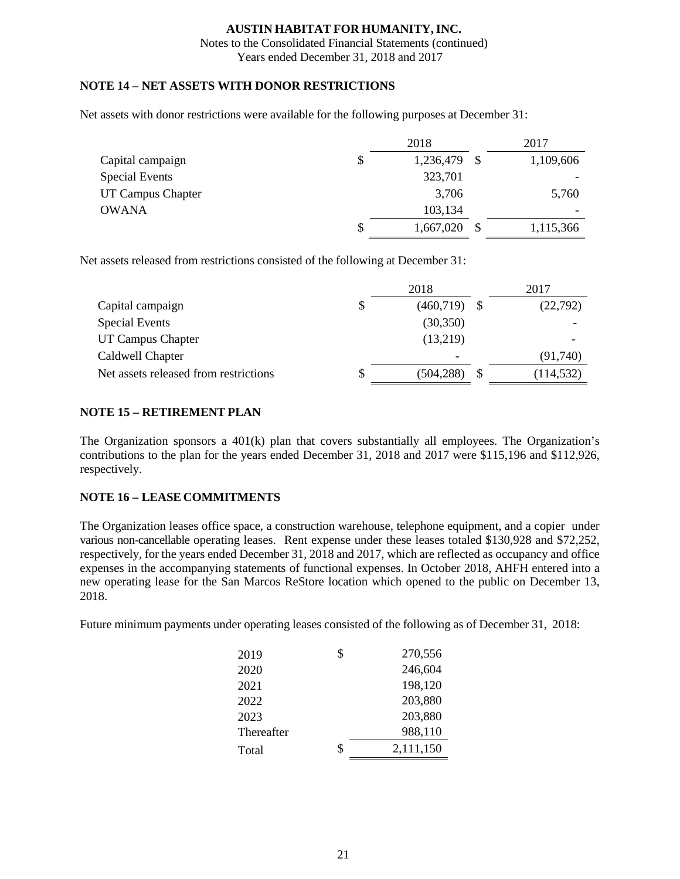**AUSTIN HABITAT FOR HUMANITY, INC.**
Notes to the Consolidated Financial Statements (continued)
Years ended December 31, 2018 and 2017

## NOTE 14 – NET ASSETS WITH DONOR RESTRICTIONS

Net assets with donor restrictions were available for the following purposes at December 31:

| | 2018 | 2017 |
|---|---|---|
| Capital campaign | $ 1,236,479 | $ 1,109,606 |
| Special Events | 323,701 | - |
| UT Campus Chapter | 3,706 | 5,760 |
| OWANA | 103,134 | - |
| | $ 1,667,020 | $ 1,115,366 |

Net assets released from restrictions consisted of the following at December 31:

| | 2018 | 2017 |
|---|---|---|
| Capital campaign | $ (460,719) | $ (22,792) |
| Special Events | (30,350) | - |
| UT Campus Chapter | (13,219) | - |
| Caldwell Chapter | - | (91,740) |
| Net assets released from restrictions | $ (504,288) | $ (114,532) |

## NOTE 15 – RETIREMENT PLAN

The Organization sponsors a 401(k) plan that covers substantially all employees. The Organization's contributions to the plan for the years ended December 31, 2018 and 2017 were $115,196 and $112,926, respectively.

## NOTE 16 – LEASE COMMITMENTS

The Organization leases office space, a construction warehouse, telephone equipment, and a copier under various non-cancellable operating leases. Rent expense under these leases totaled $130,928 and $72,252, respectively, for the years ended December 31, 2018 and 2017, which are reflected as occupancy and office expenses in the accompanying statements of functional expenses. In October 2018, AHFH entered into a new operating lease for the San Marcos ReStore location which opened to the public on December 13, 2018.

Future minimum payments under operating leases consisted of the following as of December 31, 2018:

| | |
|---|---|
| 2019 | $ 270,556 |
| 2020 | 246,604 |
| 2021 | 198,120 |
| 2022 | 203,880 |
| 2023 | 203,880 |
| Thereafter | 988,110 |
| Total | $ 2,111,150 |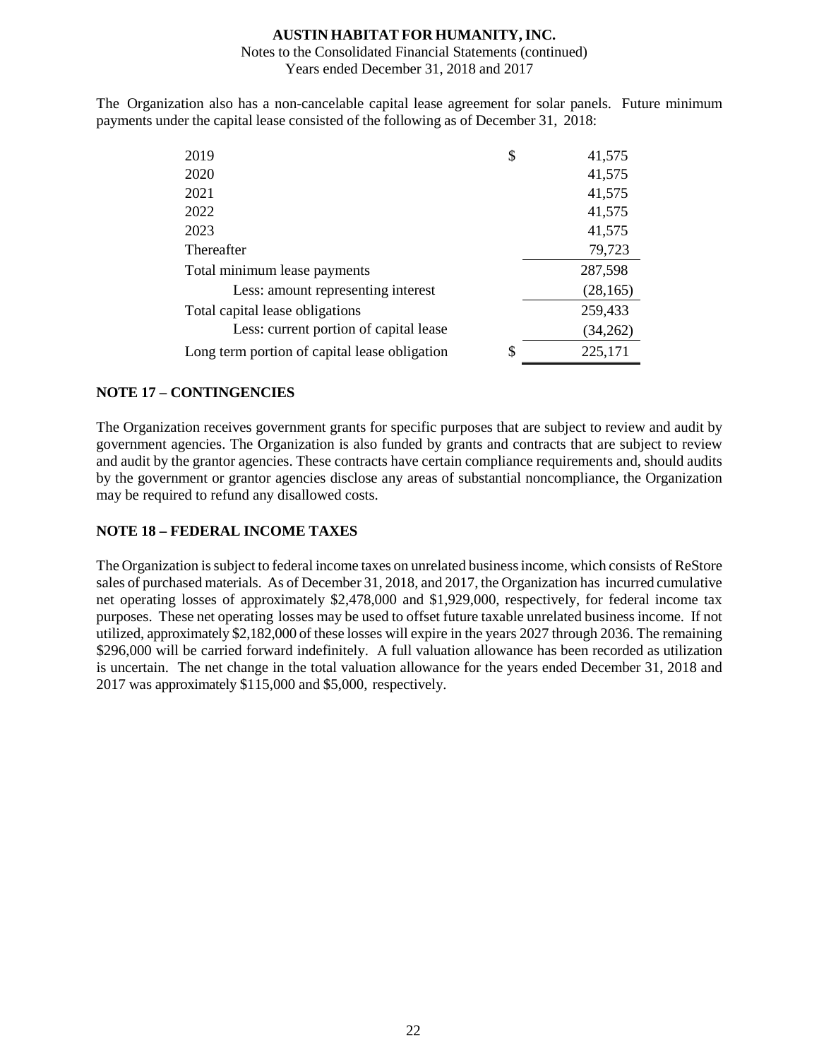The Organization also has a non-cancelable capital lease agreement for solar panels. Future minimum payments under the capital lease consisted of the following as of December 31, 2018:

| | |
|---|---|
| 2019 | $ 41,575 |
| 2020 | 41,575 |
| 2021 | 41,575 |
| 2022 | 41,575 |
| 2023 | 41,575 |
| Thereafter | 79,723 |
| Total minimum lease payments | 287,598 |
| Less: amount representing interest | (28,165) |
| Total capital lease obligations | 259,433 |
| Less: current portion of capital lease | (34,262) |
| Long term portion of capital lease obligation | $ 225,171 |

## NOTE 17 – CONTINGENCIES

The Organization receives government grants for specific purposes that are subject to review and audit by government agencies. The Organization is also funded by grants and contracts that are subject to review and audit by the grantor agencies. These contracts have certain compliance requirements and, should audits by the government or grantor agencies disclose any areas of substantial noncompliance, the Organization may be required to refund any disallowed costs.

## NOTE 18 – FEDERAL INCOME TAXES

The Organization is subject to federal income taxes on unrelated business income, which consists of ReStore sales of purchased materials. As of December 31, 2018, and 2017, the Organization has incurred cumulative net operating losses of approximately $2,478,000 and $1,929,000, respectively, for federal income tax purposes. These net operating losses may be used to offset future taxable unrelated business income. If not utilized, approximately $2,182,000 of these losses will expire in the years 2027 through 2036. The remaining $296,000 will be carried forward indefinitely. A full valuation allowance has been recorded as utilization is uncertain. The net change in the total valuation allowance for the years ended December 31, 2018 and 2017 was approximately $115,000 and $5,000, respectively.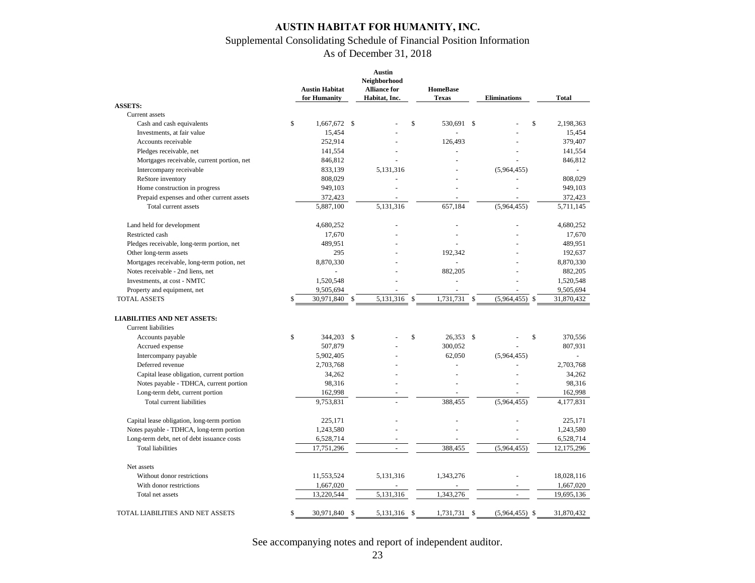# AUSTIN HABITAT FOR HUMANITY, INC.

## Supplemental Consolidating Schedule of Financial Position Information

### As of December 31, 2018

| | Austin Habitat for Humanity | Austin Neighborhood Alliance for Habitat, Inc. | HomeBase Texas | Eliminations | Total |
|---|---|---|---|---|---|
| **ASSETS:** | | | | | |
| Current assets | | | | | |
| Cash and cash equivalents | $ 1,667,672 | $ - | $ 530,691 | $ - | $ 2,198,363 |
| Investments, at fair value | 15,454 | - | - | - | 15,454 |
| Accounts receivable | 252,914 | - | 126,493 | - | 379,407 |
| Pledges receivable, net | 141,554 | - | - | - | 141,554 |
| Mortgages receivable, current portion, net | 846,812 | - | - | - | 846,812 |
| Intercompany receivable | 833,139 | 5,131,316 | - | (5,964,455) | - |
| ReStore inventory | 808,029 | - | - | - | 808,029 |
| Home construction in progress | 949,103 | - | - | - | 949,103 |
| Prepaid expenses and other current assets | 372,423 | - | - | - | 372,423 |
| Total current assets | 5,887,100 | 5,131,316 | 657,184 | (5,964,455) | 5,711,145 |
| Land held for development | 4,680,252 | - | - | - | 4,680,252 |
| Restricted cash | 17,670 | - | - | - | 17,670 |
| Pledges receivable, long-term portion, net | 489,951 | - | - | - | 489,951 |
| Other long-term assets | 295 | - | 192,342 | - | 192,637 |
| Mortgages receivable, long-term potion, net | 8,870,330 | - | - | - | 8,870,330 |
| Notes receivable - 2nd liens, net | - | - | 882,205 | - | 882,205 |
| Investments, at cost - NMTC | 1,520,548 | - | - | - | 1,520,548 |
| Property and equipment, net | 9,505,694 | - | - | - | 9,505,694 |
| TOTAL ASSETS | $ 30,971,840 | $ 5,131,316 | $ 1,731,731 | $ (5,964,455) | $ 31,870,432 |
| **LIABILITIES AND NET ASSETS:** | | | | | |
| Current liabilities | | | | | |
| Accounts payable | $ 344,203 | $ - | $ 26,353 | $ - | $ 370,556 |
| Accrued expense | 507,879 | - | 300,052 | - | 807,931 |
| Intercompany payable | 5,902,405 | - | 62,050 | (5,964,455) | - |
| Deferred revenue | 2,703,768 | - | - | - | 2,703,768 |
| Capital lease obligation, current portion | 34,262 | - | - | - | 34,262 |
| Notes payable - TDHCA, current portion | 98,316 | - | - | - | 98,316 |
| Long-term debt, current portion | 162,998 | - | - | - | 162,998 |
| Total current liabilities | 9,753,831 | - | 388,455 | (5,964,455) | 4,177,831 |
| Capital lease obligation, long-term portion | 225,171 | - | - | - | 225,171 |
| Notes payable - TDHCA, long-term portion | 1,243,580 | - | - | - | 1,243,580 |
| Long-term debt, net of debt issuance costs | 6,528,714 | - | - | - | 6,528,714 |
| Total liabilities | 17,751,296 | - | 388,455 | (5,964,455) | 12,175,296 |
| Net assets | | | | | |
| Without donor restrictions | 11,553,524 | 5,131,316 | 1,343,276 | - | 18,028,116 |
| With donor restrictions | 1,667,020 | - | - | - | 1,667,020 |
| Total net assets | 13,220,544 | 5,131,316 | 1,343,276 | - | 19,695,136 |
| TOTAL LIABILITIES AND NET ASSETS | $ 30,971,840 | $ 5,131,316 | $ 1,731,731 | $ (5,964,455) | $ 31,870,432 |

See accompanying notes and report of independent auditor.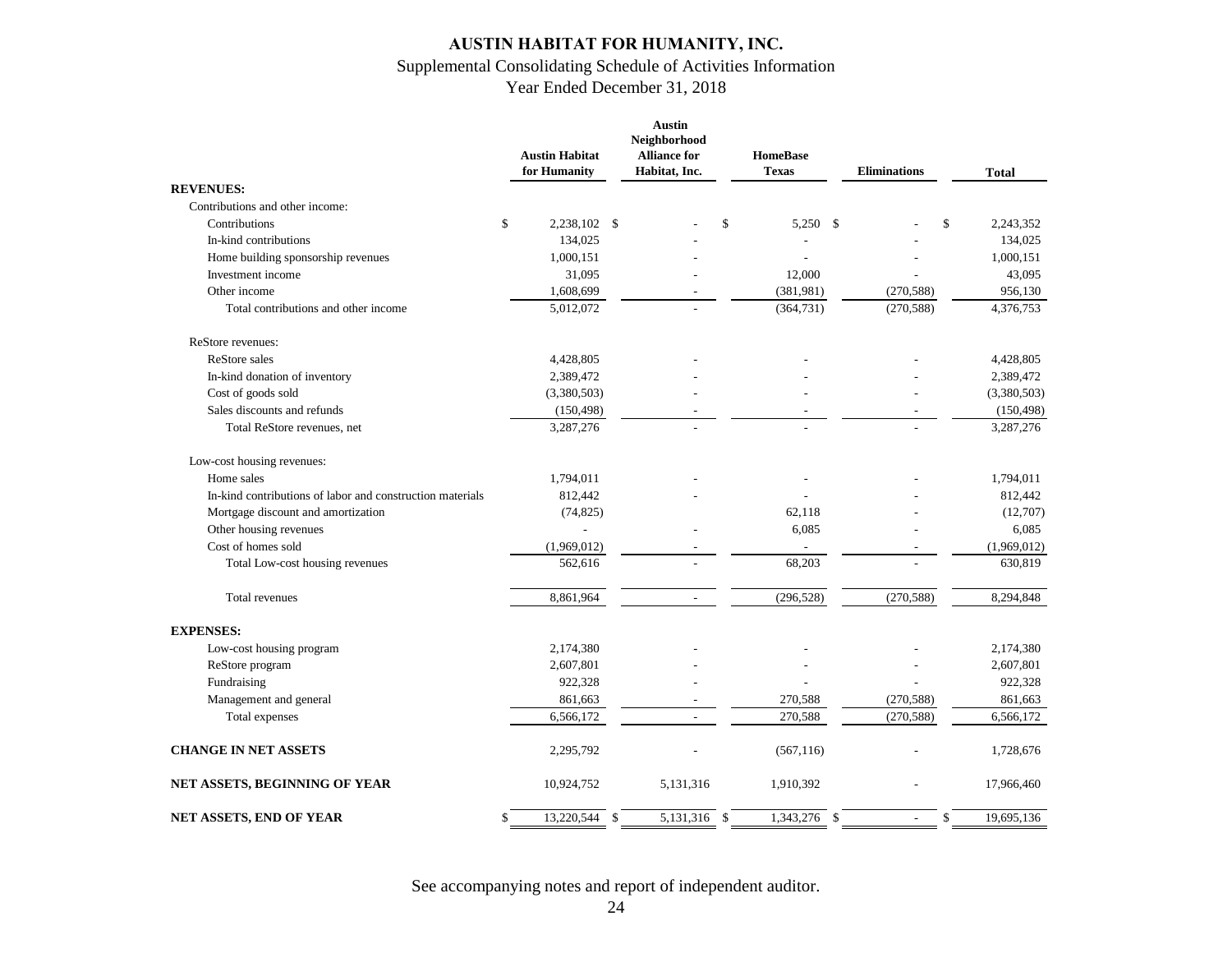# AUSTIN HABITAT FOR HUMANITY, INC.

Supplemental Consolidating Schedule of Activities Information

Year Ended December 31, 2018

| | Austin Habitat for Humanity | Austin Neighborhood Alliance for Habitat, Inc. | HomeBase Texas | Eliminations | Total |
|---|---|---|---|---|---|
| **REVENUES:** | | | | | |
| Contributions and other income: | | | | | |
| Contributions | $ 2,238,102 | $ - | $ 5,250 | $ - | $ 2,243,352 |
| In-kind contributions | 134,025 | - | - | - | 134,025 |
| Home building sponsorship revenues | 1,000,151 | - | - | - | 1,000,151 |
| Investment income | 31,095 | - | 12,000 | - | 43,095 |
| Other income | 1,608,699 | - | (381,981) | (270,588) | 956,130 |
| Total contributions and other income | 5,012,072 | - | (364,731) | (270,588) | 4,376,753 |
| ReStore revenues: | | | | | |
| ReStore sales | 4,428,805 | - | - | - | 4,428,805 |
| In-kind donation of inventory | 2,389,472 | - | - | - | 2,389,472 |
| Cost of goods sold | (3,380,503) | - | - | - | (3,380,503) |
| Sales discounts and refunds | (150,498) | - | - | - | (150,498) |
| Total ReStore revenues, net | 3,287,276 | - | - | - | 3,287,276 |
| Low-cost housing revenues: | | | | | |
| Home sales | 1,794,011 | - | - | - | 1,794,011 |
| In-kind contributions of labor and construction materials | 812,442 | - | - | - | 812,442 |
| Mortgage discount and amortization | (74,825) | | 62,118 | - | (12,707) |
| Other housing revenues | - | - | 6,085 | - | 6,085 |
| Cost of homes sold | (1,969,012) | - | - | - | (1,969,012) |
| Total Low-cost housing revenues | 562,616 | - | 68,203 | - | 630,819 |
| Total revenues | 8,861,964 | - | (296,528) | (270,588) | 8,294,848 |
| **EXPENSES:** | | | | | |
| Low-cost housing program | 2,174,380 | - | - | - | 2,174,380 |
| ReStore program | 2,607,801 | - | - | - | 2,607,801 |
| Fundraising | 922,328 | - | - | - | 922,328 |
| Management and general | 861,663 | - | 270,588 | (270,588) | 861,663 |
| Total expenses | 6,566,172 | - | 270,588 | (270,588) | 6,566,172 |
| **CHANGE IN NET ASSETS** | 2,295,792 | - | (567,116) | - | 1,728,676 |
| **NET ASSETS, BEGINNING OF YEAR** | 10,924,752 | 5,131,316 | 1,910,392 | - | 17,966,460 |
| **NET ASSETS, END OF YEAR** | $ 13,220,544 | $ 5,131,316 | $ 1,343,276 | $ - | $ 19,695,136 |

See accompanying notes and report of independent auditor.